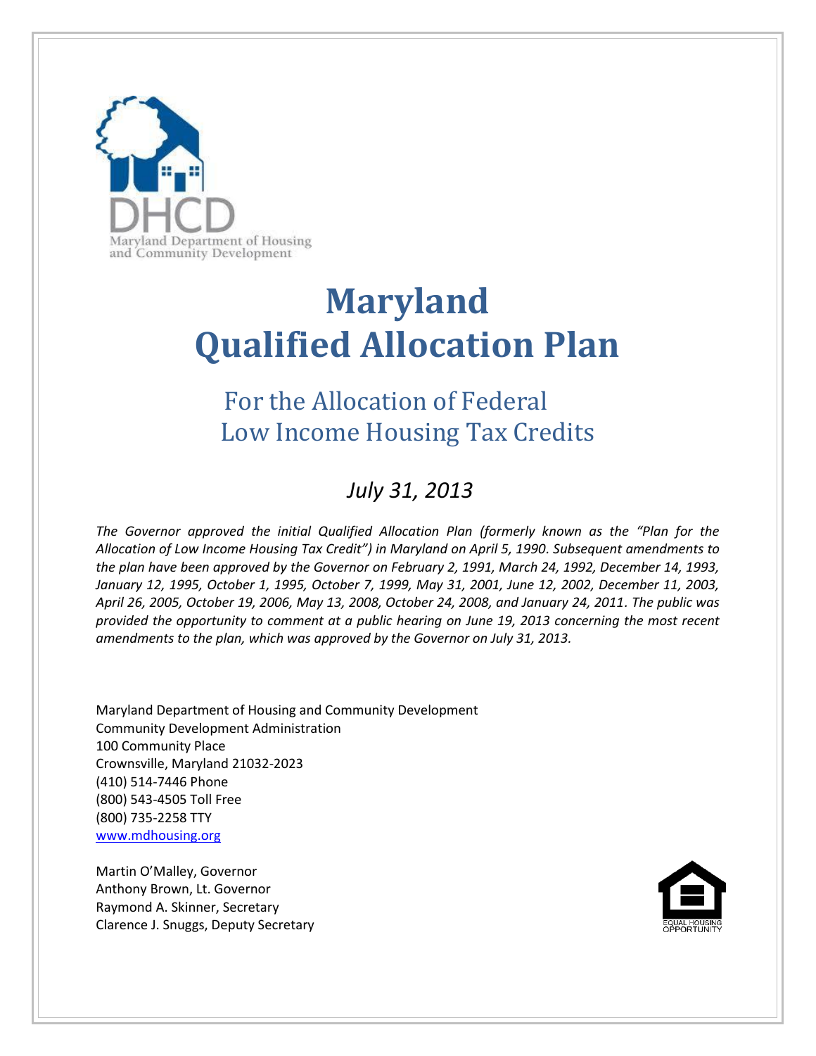DHCD

Maryland Department of Housing and Community Development

# Maryland Qualified Allocation Plan

## For the Allocation of Federal Low Income Housing Tax Credits

*July 31, 2013*

*The Governor approved the initial Qualified Allocation Plan (formerly known as the "Plan for the Allocation of Low Income Housing Tax Credit") in Maryland on April 5, 1990. Subsequent amendments to the plan have been approved by the Governor on February 2, 1991, March 24, 1992, December 14, 1993, January 12, 1995, October 1, 1995, October 7, 1999, May 31, 2001, June 12, 2002, December 11, 2003, April 26, 2005, October 19, 2006, May 13, 2008, October 24, 2008, and January 24, 2011. The public was provided the opportunity to comment at a public hearing on June 19, 2013 concerning the most recent amendments to the plan, which was approved by the Governor on July 31, 2013.*

Maryland Department of Housing and Community Development
Community Development Administration
100 Community Place
Crownsville, Maryland 21032-2023
(410) 514-7446 Phone
(800) 543-4505 Toll Free
(800) 735-2258 TTY
www.mdhousing.org

Martin O'Malley, Governor
Anthony Brown, Lt. Governor
Raymond A. Skinner, Secretary
Clarence J. Snuggs, Deputy Secretary

EQUAL HOUSING OPPORTUNITY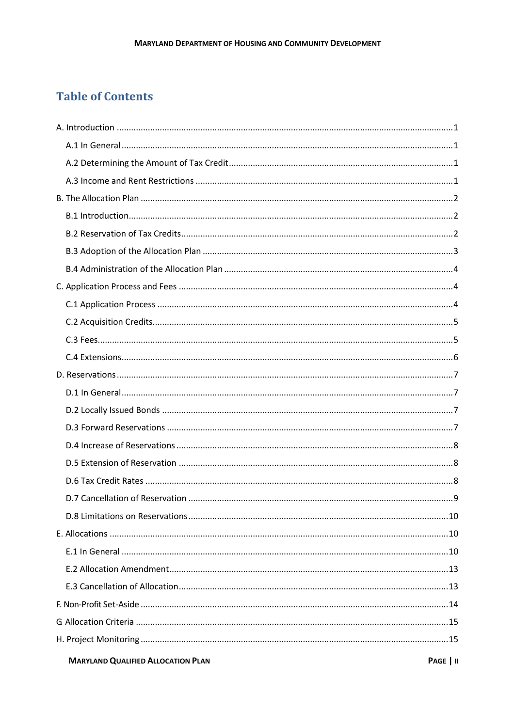# Table of Contents

A. Introduction ............................................................................................................................1

A.1 In General ............................................................................................................................1

A.2 Determining the Amount of Tax Credit ................................................................................1

A.3 Income and Rent Restrictions ..............................................................................................1

B. The Allocation Plan ..................................................................................................................2

B.1 Introduction ..........................................................................................................................2

B.2 Reservation of Tax Credits ....................................................................................................2

B.3 Adoption of the Allocation Plan ...........................................................................................3

B.4 Administration of the Allocation Plan ..................................................................................4

C. Application Process and Fees ..................................................................................................4

C.1 Application Process .............................................................................................................4

C.2 Acquisition Credits ...............................................................................................................5

C.3 Fees ......................................................................................................................................5

C.4 Extensions ............................................................................................................................6

D. Reservations ............................................................................................................................7

D.1 In General .............................................................................................................................7

D.2 Locally Issued Bonds ............................................................................................................7

D.3 Forward Reservations ..........................................................................................................7

D.4 Increase of Reservations ......................................................................................................8

D.5 Extension of Reservation .....................................................................................................8

D.6 Tax Credit Rates ...................................................................................................................8

D.7 Cancellation of Reservation .................................................................................................9

D.8 Limitations on Reservations ...............................................................................................10

E. Allocations .............................................................................................................................10

E.1 In General ..........................................................................................................................10

E.2 Allocation Amendment .......................................................................................................13

E.3 Cancellation of Allocation ...................................................................................................13

F. Non-Profit Set-Aside ...............................................................................................................14

G. Allocation Criteria ..................................................................................................................15

H. Project Monitoring .................................................................................................................15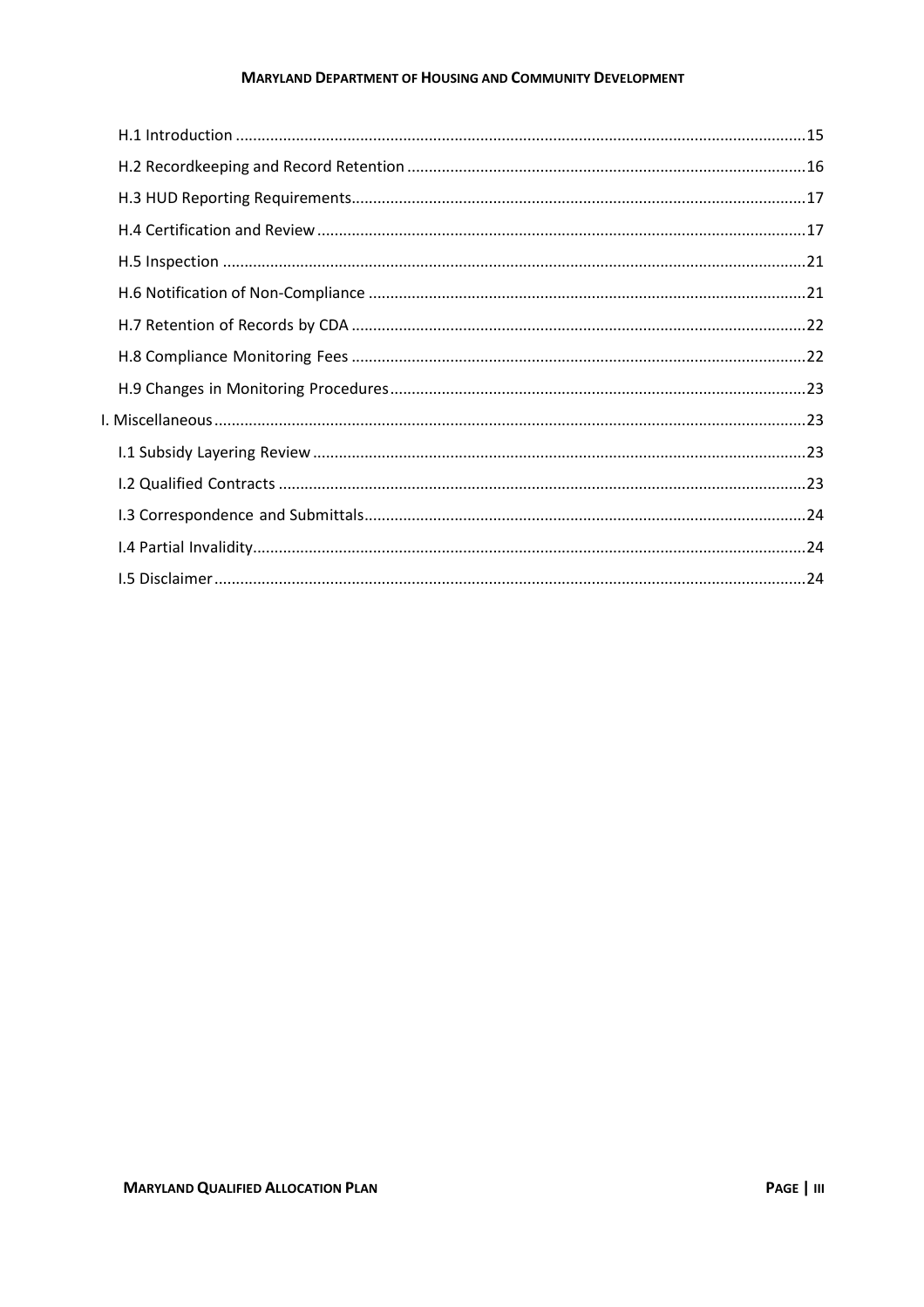H.1 Introduction ......................................................................................................................15

H.2 Recordkeeping and Record Retention .............................................................................16

H.3 HUD Reporting Requirements..........................................................................................17

H.4 Certification and Review .................................................................................................17

H.5 Inspection ........................................................................................................................21

H.6 Notification of Non-Compliance .....................................................................................21

H.7 Retention of Records by CDA ..........................................................................................22

H.8 Compliance Monitoring Fees ..........................................................................................22

H.9 Changes in Monitoring Procedures.................................................................................23

I. Miscellaneous..........................................................................................................................23

I.1 Subsidy Layering Review ..................................................................................................23

I.2 Qualified Contracts ...........................................................................................................23

I.3 Correspondence and Submittals.......................................................................................24

I.4 Partial Invalidity................................................................................................................24

I.5 Disclaimer..........................................................................................................................24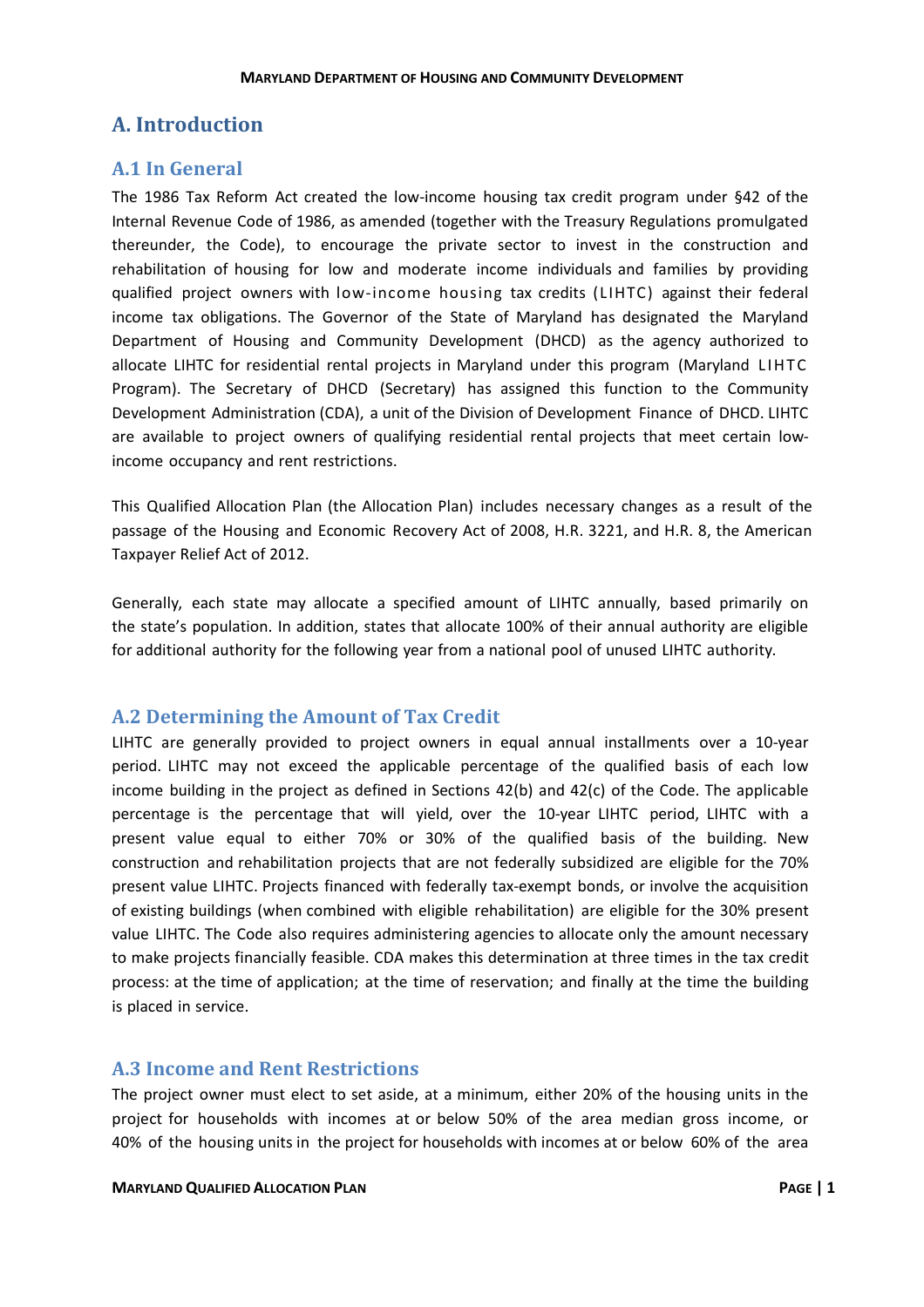# A. Introduction

## A.1 In General

The 1986 Tax Reform Act created the low-income housing tax credit program under §42 of the Internal Revenue Code of 1986, as amended (together with the Treasury Regulations promulgated thereunder, the Code), to encourage the private sector to invest in the construction and rehabilitation of housing for low and moderate income individuals and families by providing qualified project owners with low-income housing tax credits (LIHTC) against their federal income tax obligations. The Governor of the State of Maryland has designated the Maryland Department of Housing and Community Development (DHCD) as the agency authorized to allocate LIHTC for residential rental projects in Maryland under this program (Maryland LIHTC Program). The Secretary of DHCD (Secretary) has assigned this function to the Community Development Administration (CDA), a unit of the Division of Development Finance of DHCD. LIHTC are available to project owners of qualifying residential rental projects that meet certain low-income occupancy and rent restrictions.

This Qualified Allocation Plan (the Allocation Plan) includes necessary changes as a result of the passage of the Housing and Economic Recovery Act of 2008, H.R. 3221, and H.R. 8, the American Taxpayer Relief Act of 2012.

Generally, each state may allocate a specified amount of LIHTC annually, based primarily on the state's population. In addition, states that allocate 100% of their annual authority are eligible for additional authority for the following year from a national pool of unused LIHTC authority.

## A.2 Determining the Amount of Tax Credit

LIHTC are generally provided to project owners in equal annual installments over a 10-year period. LIHTC may not exceed the applicable percentage of the qualified basis of each low income building in the project as defined in Sections 42(b) and 42(c) of the Code. The applicable percentage is the percentage that will yield, over the 10-year LIHTC period, LIHTC with a present value equal to either 70% or 30% of the qualified basis of the building. New construction and rehabilitation projects that are not federally subsidized are eligible for the 70% present value LIHTC. Projects financed with federally tax-exempt bonds, or involve the acquisition of existing buildings (when combined with eligible rehabilitation) are eligible for the 30% present value LIHTC. The Code also requires administering agencies to allocate only the amount necessary to make projects financially feasible. CDA makes this determination at three times in the tax credit process: at the time of application; at the time of reservation; and finally at the time the building is placed in service.

## A.3 Income and Rent Restrictions

The project owner must elect to set aside, at a minimum, either 20% of the housing units in the project for households with incomes at or below 50% of the area median gross income, or 40% of the housing units in the project for households with incomes at or below 60% of the area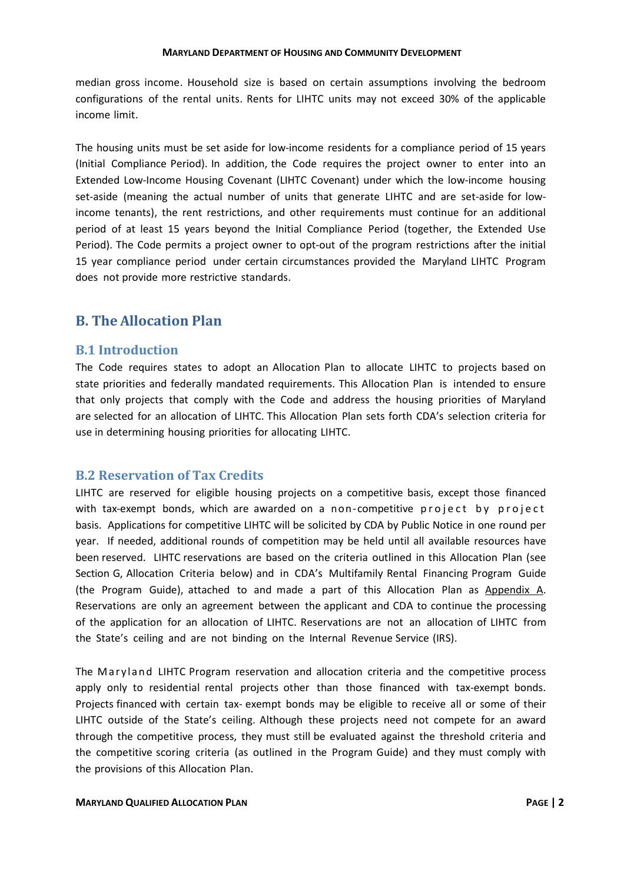median gross income. Household size is based on certain assumptions involving the bedroom configurations of the rental units. Rents for LIHTC units may not exceed 30% of the applicable income limit.

The housing units must be set aside for low-income residents for a compliance period of 15 years (Initial Compliance Period). In addition, the Code requires the project owner to enter into an Extended Low-Income Housing Covenant (LIHTC Covenant) under which the low-income housing set-aside (meaning the actual number of units that generate LIHTC and are set-aside for low-income tenants), the rent restrictions, and other requirements must continue for an additional period of at least 15 years beyond the Initial Compliance Period (together, the Extended Use Period). The Code permits a project owner to opt-out of the program restrictions after the initial 15 year compliance period under certain circumstances provided the Maryland LIHTC Program does not provide more restrictive standards.

## B. The Allocation Plan

### B.1 Introduction

The Code requires states to adopt an Allocation Plan to allocate LIHTC to projects based on state priorities and federally mandated requirements. This Allocation Plan is intended to ensure that only projects that comply with the Code and address the housing priorities of Maryland are selected for an allocation of LIHTC. This Allocation Plan sets forth CDA's selection criteria for use in determining housing priorities for allocating LIHTC.

### B.2 Reservation of Tax Credits

LIHTC are reserved for eligible housing projects on a competitive basis, except those financed with tax-exempt bonds, which are awarded on a non-competitive project by project basis. Applications for competitive LIHTC will be solicited by CDA by Public Notice in one round per year. If needed, additional rounds of competition may be held until all available resources have been reserved. LIHTC reservations are based on the criteria outlined in this Allocation Plan (see Section G, Allocation Criteria below) and in CDA's Multifamily Rental Financing Program Guide (the Program Guide), attached to and made a part of this Allocation Plan as Appendix A. Reservations are only an agreement between the applicant and CDA to continue the processing of the application for an allocation of LIHTC. Reservations are not an allocation of LIHTC from the State's ceiling and are not binding on the Internal Revenue Service (IRS).

The Maryland LIHTC Program reservation and allocation criteria and the competitive process apply only to residential rental projects other than those financed with tax-exempt bonds. Projects financed with certain tax- exempt bonds may be eligible to receive all or some of their LIHTC outside of the State's ceiling. Although these projects need not compete for an award through the competitive process, they must still be evaluated against the threshold criteria and the competitive scoring criteria (as outlined in the Program Guide) and they must comply with the provisions of this Allocation Plan.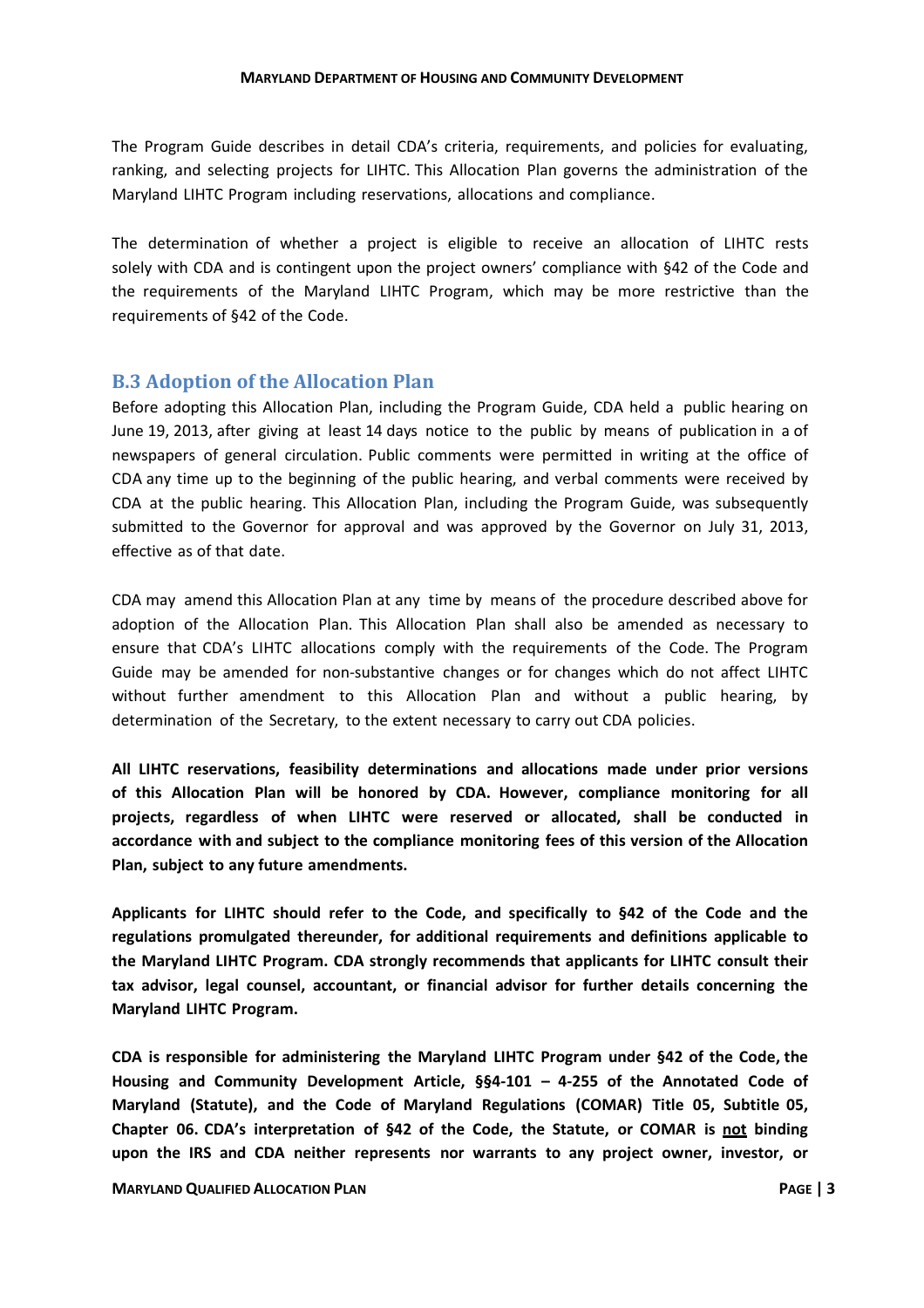The Program Guide describes in detail CDA's criteria, requirements, and policies for evaluating, ranking, and selecting projects for LIHTC. This Allocation Plan governs the administration of the Maryland LIHTC Program including reservations, allocations and compliance.

The determination of whether a project is eligible to receive an allocation of LIHTC rests solely with CDA and is contingent upon the project owners' compliance with §42 of the Code and the requirements of the Maryland LIHTC Program, which may be more restrictive than the requirements of §42 of the Code.

## B.3 Adoption of the Allocation Plan

Before adopting this Allocation Plan, including the Program Guide, CDA held a public hearing on June 19, 2013, after giving at least 14 days notice to the public by means of publication in a of newspapers of general circulation. Public comments were permitted in writing at the office of CDA any time up to the beginning of the public hearing, and verbal comments were received by CDA at the public hearing. This Allocation Plan, including the Program Guide, was subsequently submitted to the Governor for approval and was approved by the Governor on July 31, 2013, effective as of that date.

CDA may amend this Allocation Plan at any time by means of the procedure described above for adoption of the Allocation Plan. This Allocation Plan shall also be amended as necessary to ensure that CDA's LIHTC allocations comply with the requirements of the Code. The Program Guide may be amended for non-substantive changes or for changes which do not affect LIHTC without further amendment to this Allocation Plan and without a public hearing, by determination of the Secretary, to the extent necessary to carry out CDA policies.

**All LIHTC reservations, feasibility determinations and allocations made under prior versions of this Allocation Plan will be honored by CDA. However, compliance monitoring for all projects, regardless of when LIHTC were reserved or allocated, shall be conducted in accordance with and subject to the compliance monitoring fees of this version of the Allocation Plan, subject to any future amendments.**

**Applicants for LIHTC should refer to the Code, and specifically to §42 of the Code and the regulations promulgated thereunder, for additional requirements and definitions applicable to the Maryland LIHTC Program. CDA strongly recommends that applicants for LIHTC consult their tax advisor, legal counsel, accountant, or financial advisor for further details concerning the Maryland LIHTC Program.**

**CDA is responsible for administering the Maryland LIHTC Program under §42 of the Code, the Housing and Community Development Article, §§4-101 – 4-255 of the Annotated Code of Maryland (Statute), and the Code of Maryland Regulations (COMAR) Title 05, Subtitle 05, Chapter 06. CDA's interpretation of §42 of the Code, the Statute, or COMAR is <u>not</u> binding upon the IRS and CDA neither represents nor warrants to any project owner, investor, or**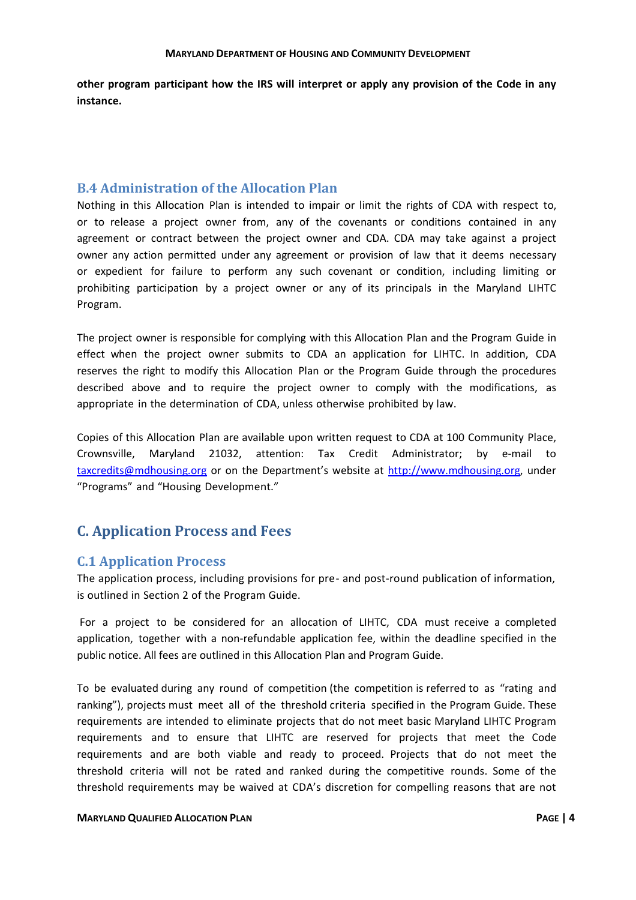**other program participant how the IRS will interpret or apply any provision of the Code in any instance.**

### B.4 Administration of the Allocation Plan

Nothing in this Allocation Plan is intended to impair or limit the rights of CDA with respect to, or to release a project owner from, any of the covenants or conditions contained in any agreement or contract between the project owner and CDA. CDA may take against a project owner any action permitted under any agreement or provision of law that it deems necessary or expedient for failure to perform any such covenant or condition, including limiting or prohibiting participation by a project owner or any of its principals in the Maryland LIHTC Program.

The project owner is responsible for complying with this Allocation Plan and the Program Guide in effect when the project owner submits to CDA an application for LIHTC. In addition, CDA reserves the right to modify this Allocation Plan or the Program Guide through the procedures described above and to require the project owner to comply with the modifications, as appropriate in the determination of CDA, unless otherwise prohibited by law.

Copies of this Allocation Plan are available upon written request to CDA at 100 Community Place, Crownsville, Maryland 21032, attention: Tax Credit Administrator; by e-mail to taxcredits@mdhousing.org or on the Department's website at http://www.mdhousing.org, under "Programs" and "Housing Development."

## C. Application Process and Fees

### C.1 Application Process

The application process, including provisions for pre- and post-round publication of information, is outlined in Section 2 of the Program Guide.

For a project to be considered for an allocation of LIHTC, CDA must receive a completed application, together with a non-refundable application fee, within the deadline specified in the public notice. All fees are outlined in this Allocation Plan and Program Guide.

To be evaluated during any round of competition (the competition is referred to as "rating and ranking"), projects must meet all of the threshold criteria specified in the Program Guide. These requirements are intended to eliminate projects that do not meet basic Maryland LIHTC Program requirements and to ensure that LIHTC are reserved for projects that meet the Code requirements and are both viable and ready to proceed. Projects that do not meet the threshold criteria will not be rated and ranked during the competitive rounds. Some of the threshold requirements may be waived at CDA's discretion for compelling reasons that are not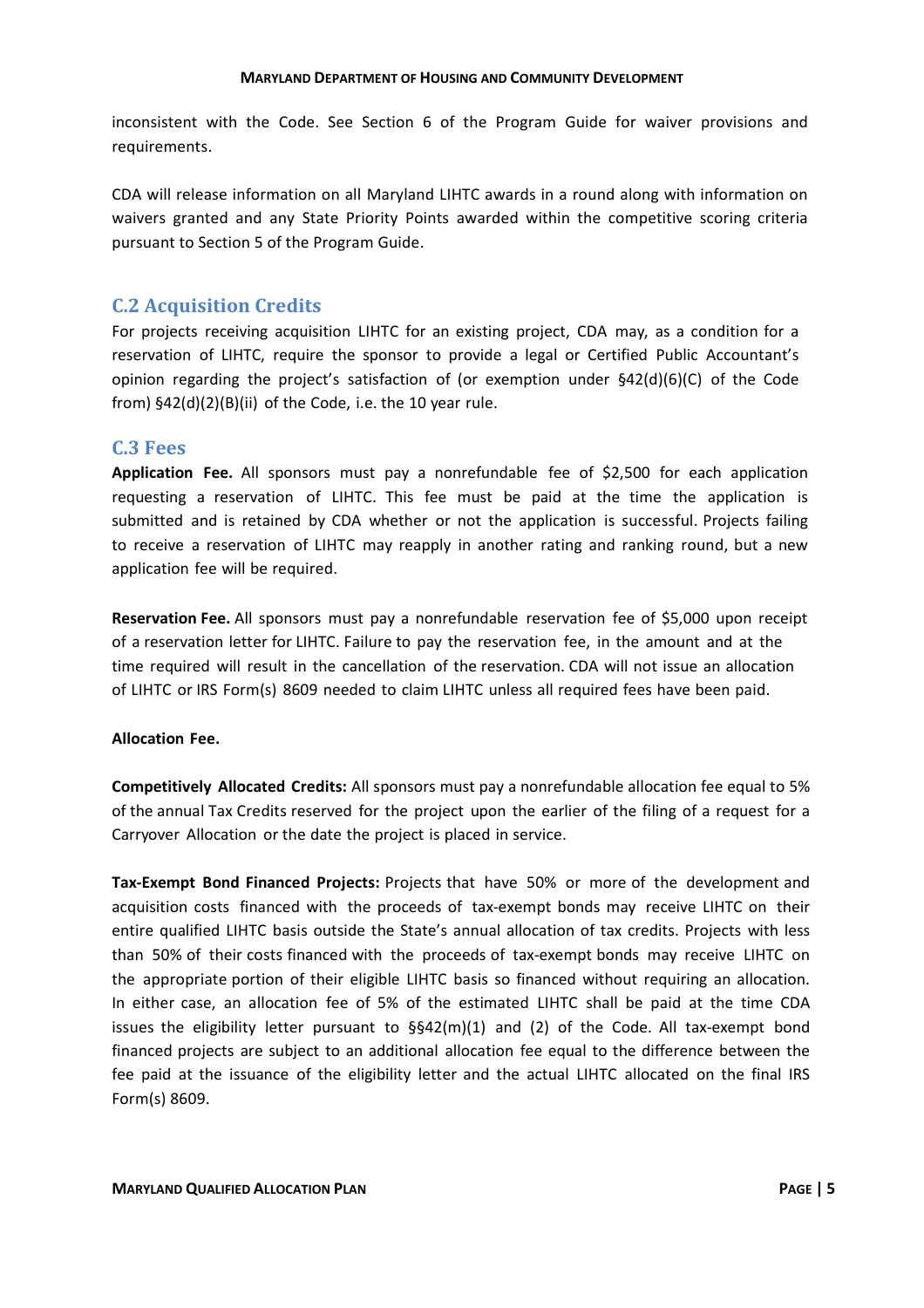inconsistent with the Code. See Section 6 of the Program Guide for waiver provisions and requirements.

CDA will release information on all Maryland LIHTC awards in a round along with information on waivers granted and any State Priority Points awarded within the competitive scoring criteria pursuant to Section 5 of the Program Guide.

## C.2 Acquisition Credits

For projects receiving acquisition LIHTC for an existing project, CDA may, as a condition for a reservation of LIHTC, require the sponsor to provide a legal or Certified Public Accountant's opinion regarding the project's satisfaction of (or exemption under §42(d)(6)(C) of the Code from) §42(d)(2)(B)(ii) of the Code, i.e. the 10 year rule.

## C.3 Fees

**Application Fee.** All sponsors must pay a nonrefundable fee of $2,500 for each application requesting a reservation of LIHTC. This fee must be paid at the time the application is submitted and is retained by CDA whether or not the application is successful. Projects failing to receive a reservation of LIHTC may reapply in another rating and ranking round, but a new application fee will be required.

**Reservation Fee.** All sponsors must pay a nonrefundable reservation fee of $5,000 upon receipt of a reservation letter for LIHTC. Failure to pay the reservation fee, in the amount and at the time required will result in the cancellation of the reservation. CDA will not issue an allocation of LIHTC or IRS Form(s) 8609 needed to claim LIHTC unless all required fees have been paid.

**Allocation Fee.**

**Competitively Allocated Credits:** All sponsors must pay a nonrefundable allocation fee equal to 5% of the annual Tax Credits reserved for the project upon the earlier of the filing of a request for a Carryover Allocation or the date the project is placed in service.

**Tax-Exempt Bond Financed Projects:** Projects that have 50% or more of the development and acquisition costs financed with the proceeds of tax-exempt bonds may receive LIHTC on their entire qualified LIHTC basis outside the State's annual allocation of tax credits. Projects with less than 50% of their costs financed with the proceeds of tax-exempt bonds may receive LIHTC on the appropriate portion of their eligible LIHTC basis so financed without requiring an allocation. In either case, an allocation fee of 5% of the estimated LIHTC shall be paid at the time CDA issues the eligibility letter pursuant to §§42(m)(1) and (2) of the Code. All tax-exempt bond financed projects are subject to an additional allocation fee equal to the difference between the fee paid at the issuance of the eligibility letter and the actual LIHTC allocated on the final IRS Form(s) 8609.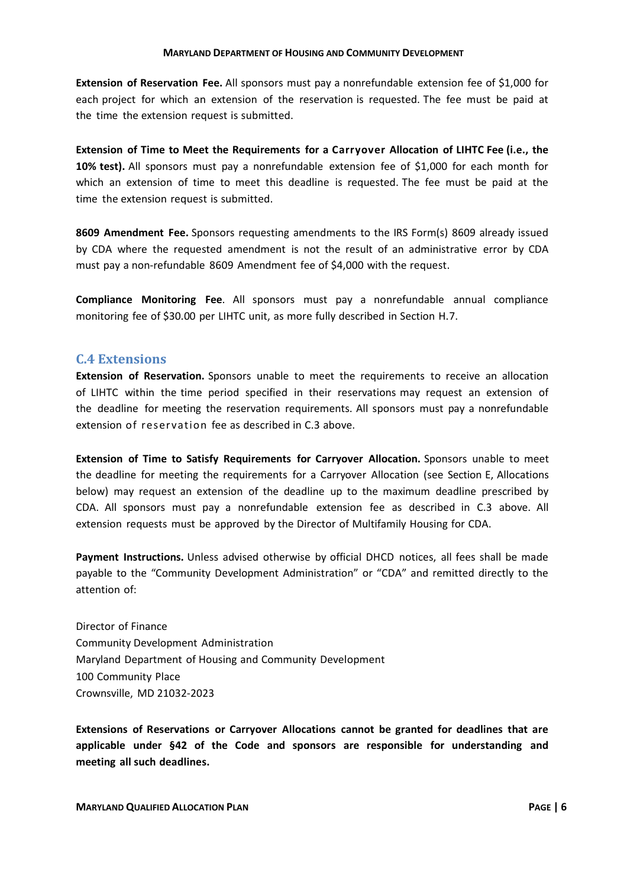**Extension of Reservation Fee.** All sponsors must pay a nonrefundable extension fee of $1,000 for each project for which an extension of the reservation is requested. The fee must be paid at the time the extension request is submitted.

**Extension of Time to Meet the Requirements for a Carryover Allocation of LIHTC Fee (i.e., the 10% test).** All sponsors must pay a nonrefundable extension fee of $1,000 for each month for which an extension of time to meet this deadline is requested. The fee must be paid at the time the extension request is submitted.

**8609 Amendment Fee.** Sponsors requesting amendments to the IRS Form(s) 8609 already issued by CDA where the requested amendment is not the result of an administrative error by CDA must pay a non-refundable 8609 Amendment fee of $4,000 with the request.

**Compliance Monitoring Fee**. All sponsors must pay a nonrefundable annual compliance monitoring fee of $30.00 per LIHTC unit, as more fully described in Section H.7.

## C.4 Extensions

**Extension of Reservation.** Sponsors unable to meet the requirements to receive an allocation of LIHTC within the time period specified in their reservations may request an extension of the deadline for meeting the reservation requirements. All sponsors must pay a nonrefundable extension of reservation fee as described in C.3 above.

**Extension of Time to Satisfy Requirements for Carryover Allocation.** Sponsors unable to meet the deadline for meeting the requirements for a Carryover Allocation (see Section E, Allocations below) may request an extension of the deadline up to the maximum deadline prescribed by CDA. All sponsors must pay a nonrefundable extension fee as described in C.3 above. All extension requests must be approved by the Director of Multifamily Housing for CDA.

**Payment Instructions.** Unless advised otherwise by official DHCD notices, all fees shall be made payable to the "Community Development Administration" or "CDA" and remitted directly to the attention of:

Director of Finance
Community Development Administration
Maryland Department of Housing and Community Development
100 Community Place
Crownsville, MD 21032-2023

**Extensions of Reservations or Carryover Allocations cannot be granted for deadlines that are applicable under §42 of the Code and sponsors are responsible for understanding and meeting all such deadlines.**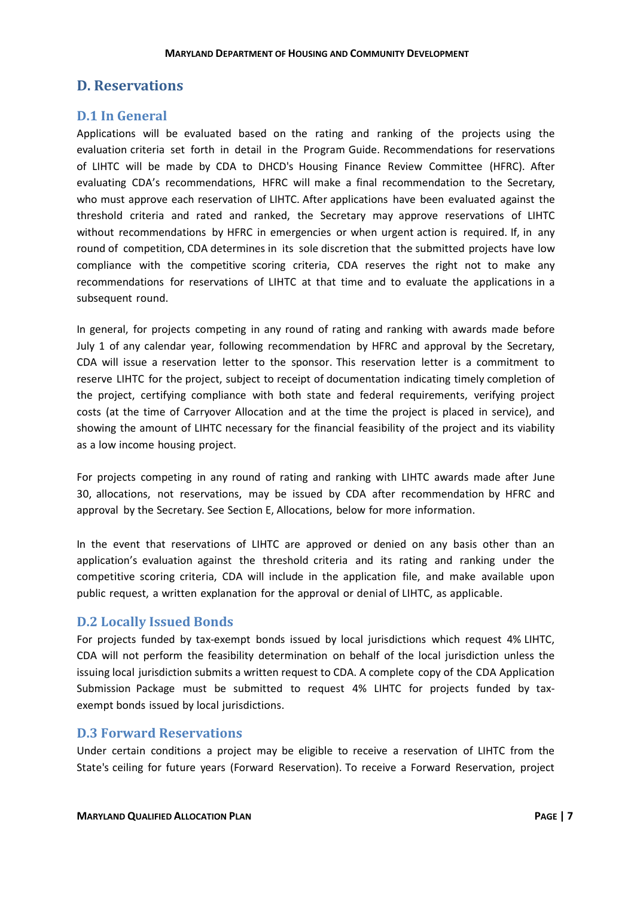## D. Reservations

### D.1 In General

Applications will be evaluated based on the rating and ranking of the projects using the evaluation criteria set forth in detail in the Program Guide. Recommendations for reservations of LIHTC will be made by CDA to DHCD's Housing Finance Review Committee (HFRC). After evaluating CDA's recommendations, HFRC will make a final recommendation to the Secretary, who must approve each reservation of LIHTC. After applications have been evaluated against the threshold criteria and rated and ranked, the Secretary may approve reservations of LIHTC without recommendations by HFRC in emergencies or when urgent action is required. If, in any round of competition, CDA determines in its sole discretion that the submitted projects have low compliance with the competitive scoring criteria, CDA reserves the right not to make any recommendations for reservations of LIHTC at that time and to evaluate the applications in a subsequent round.

In general, for projects competing in any round of rating and ranking with awards made before July 1 of any calendar year, following recommendation by HFRC and approval by the Secretary, CDA will issue a reservation letter to the sponsor. This reservation letter is a commitment to reserve LIHTC for the project, subject to receipt of documentation indicating timely completion of the project, certifying compliance with both state and federal requirements, verifying project costs (at the time of Carryover Allocation and at the time the project is placed in service), and showing the amount of LIHTC necessary for the financial feasibility of the project and its viability as a low income housing project.

For projects competing in any round of rating and ranking with LIHTC awards made after June 30, allocations, not reservations, may be issued by CDA after recommendation by HFRC and approval by the Secretary. See Section E, Allocations, below for more information.

In the event that reservations of LIHTC are approved or denied on any basis other than an application's evaluation against the threshold criteria and its rating and ranking under the competitive scoring criteria, CDA will include in the application file, and make available upon public request, a written explanation for the approval or denial of LIHTC, as applicable.

### D.2 Locally Issued Bonds

For projects funded by tax-exempt bonds issued by local jurisdictions which request 4% LIHTC, CDA will not perform the feasibility determination on behalf of the local jurisdiction unless the issuing local jurisdiction submits a written request to CDA. A complete copy of the CDA Application Submission Package must be submitted to request 4% LIHTC for projects funded by tax-exempt bonds issued by local jurisdictions.

### D.3 Forward Reservations

Under certain conditions a project may be eligible to receive a reservation of LIHTC from the State's ceiling for future years (Forward Reservation). To receive a Forward Reservation, project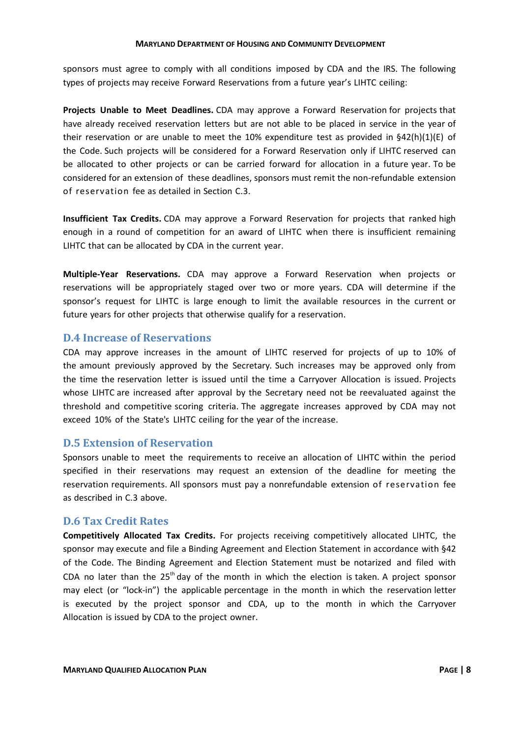sponsors must agree to comply with all conditions imposed by CDA and the IRS. The following types of projects may receive Forward Reservations from a future year's LIHTC ceiling:

**Projects Unable to Meet Deadlines.** CDA may approve a Forward Reservation for projects that have already received reservation letters but are not able to be placed in service in the year of their reservation or are unable to meet the 10% expenditure test as provided in §42(h)(1)(E) of the Code. Such projects will be considered for a Forward Reservation only if LIHTC reserved can be allocated to other projects or can be carried forward for allocation in a future year. To be considered for an extension of these deadlines, sponsors must remit the non-refundable extension of reservation fee as detailed in Section C.3.

**Insufficient Tax Credits.** CDA may approve a Forward Reservation for projects that ranked high enough in a round of competition for an award of LIHTC when there is insufficient remaining LIHTC that can be allocated by CDA in the current year.

**Multiple-Year Reservations.** CDA may approve a Forward Reservation when projects or reservations will be appropriately staged over two or more years. CDA will determine if the sponsor's request for LIHTC is large enough to limit the available resources in the current or future years for other projects that otherwise qualify for a reservation.

## D.4 Increase of Reservations

CDA may approve increases in the amount of LIHTC reserved for projects of up to 10% of the amount previously approved by the Secretary. Such increases may be approved only from the time the reservation letter is issued until the time a Carryover Allocation is issued. Projects whose LIHTC are increased after approval by the Secretary need not be reevaluated against the threshold and competitive scoring criteria. The aggregate increases approved by CDA may not exceed 10% of the State's LIHTC ceiling for the year of the increase.

## D.5 Extension of Reservation

Sponsors unable to meet the requirements to receive an allocation of LIHTC within the period specified in their reservations may request an extension of the deadline for meeting the reservation requirements. All sponsors must pay a nonrefundable extension of reservation fee as described in C.3 above.

## D.6 Tax Credit Rates

**Competitively Allocated Tax Credits.** For projects receiving competitively allocated LIHTC, the sponsor may execute and file a Binding Agreement and Election Statement in accordance with §42 of the Code. The Binding Agreement and Election Statement must be notarized and filed with CDA no later than the 25th day of the month in which the election is taken. A project sponsor may elect (or "lock-in") the applicable percentage in the month in which the reservation letter is executed by the project sponsor and CDA, up to the month in which the Carryover Allocation is issued by CDA to the project owner.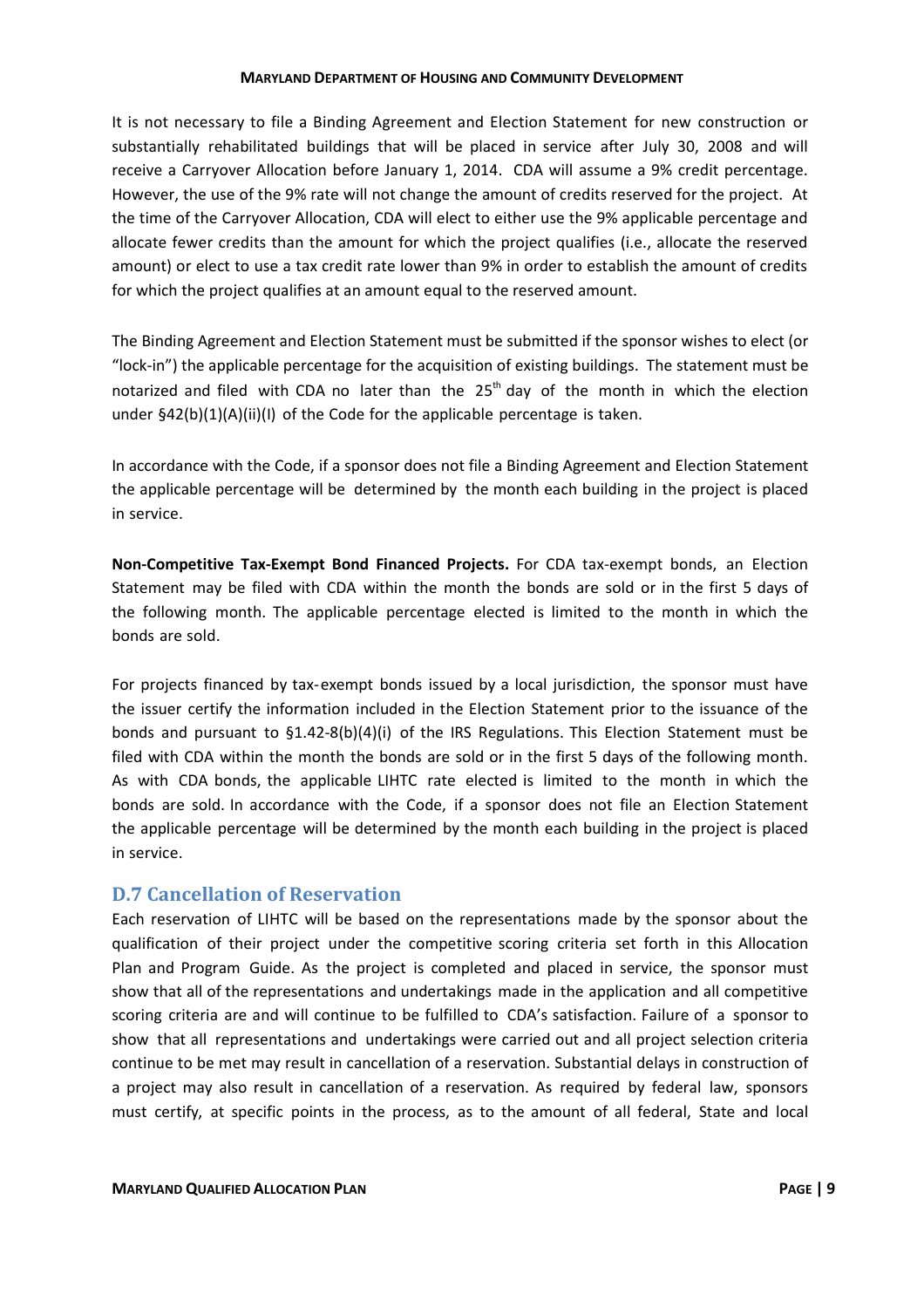It is not necessary to file a Binding Agreement and Election Statement for new construction or substantially rehabilitated buildings that will be placed in service after July 30, 2008 and will receive a Carryover Allocation before January 1, 2014. CDA will assume a 9% credit percentage. However, the use of the 9% rate will not change the amount of credits reserved for the project. At the time of the Carryover Allocation, CDA will elect to either use the 9% applicable percentage and allocate fewer credits than the amount for which the project qualifies (i.e., allocate the reserved amount) or elect to use a tax credit rate lower than 9% in order to establish the amount of credits for which the project qualifies at an amount equal to the reserved amount.

The Binding Agreement and Election Statement must be submitted if the sponsor wishes to elect (or "lock-in") the applicable percentage for the acquisition of existing buildings. The statement must be notarized and filed with CDA no later than the 25th day of the month in which the election under §42(b)(1)(A)(ii)(I) of the Code for the applicable percentage is taken.

In accordance with the Code, if a sponsor does not file a Binding Agreement and Election Statement the applicable percentage will be determined by the month each building in the project is placed in service.

**Non-Competitive Tax-Exempt Bond Financed Projects.** For CDA tax-exempt bonds, an Election Statement may be filed with CDA within the month the bonds are sold or in the first 5 days of the following month. The applicable percentage elected is limited to the month in which the bonds are sold.

For projects financed by tax-exempt bonds issued by a local jurisdiction, the sponsor must have the issuer certify the information included in the Election Statement prior to the issuance of the bonds and pursuant to §1.42-8(b)(4)(i) of the IRS Regulations. This Election Statement must be filed with CDA within the month the bonds are sold or in the first 5 days of the following month. As with CDA bonds, the applicable LIHTC rate elected is limited to the month in which the bonds are sold. In accordance with the Code, if a sponsor does not file an Election Statement the applicable percentage will be determined by the month each building in the project is placed in service.

## D.7 Cancellation of Reservation

Each reservation of LIHTC will be based on the representations made by the sponsor about the qualification of their project under the competitive scoring criteria set forth in this Allocation Plan and Program Guide. As the project is completed and placed in service, the sponsor must show that all of the representations and undertakings made in the application and all competitive scoring criteria are and will continue to be fulfilled to CDA's satisfaction. Failure of a sponsor to show that all representations and undertakings were carried out and all project selection criteria continue to be met may result in cancellation of a reservation. Substantial delays in construction of a project may also result in cancellation of a reservation. As required by federal law, sponsors must certify, at specific points in the process, as to the amount of all federal, State and local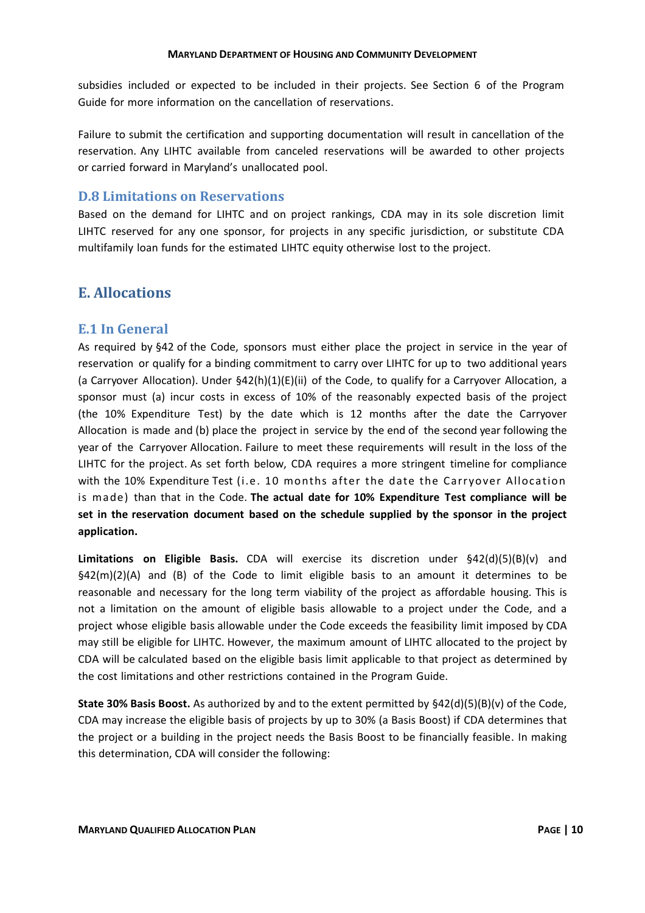subsidies included or expected to be included in their projects. See Section 6 of the Program Guide for more information on the cancellation of reservations.

Failure to submit the certification and supporting documentation will result in cancellation of the reservation. Any LIHTC available from canceled reservations will be awarded to other projects or carried forward in Maryland's unallocated pool.

### D.8 Limitations on Reservations

Based on the demand for LIHTC and on project rankings, CDA may in its sole discretion limit LIHTC reserved for any one sponsor, for projects in any specific jurisdiction, or substitute CDA multifamily loan funds for the estimated LIHTC equity otherwise lost to the project.

## E. Allocations

### E.1 In General

As required by §42 of the Code, sponsors must either place the project in service in the year of reservation or qualify for a binding commitment to carry over LIHTC for up to two additional years (a Carryover Allocation). Under §42(h)(1)(E)(ii) of the Code, to qualify for a Carryover Allocation, a sponsor must (a) incur costs in excess of 10% of the reasonably expected basis of the project (the 10% Expenditure Test) by the date which is 12 months after the date the Carryover Allocation is made and (b) place the project in service by the end of the second year following the year of the Carryover Allocation. Failure to meet these requirements will result in the loss of the LIHTC for the project. As set forth below, CDA requires a more stringent timeline for compliance with the 10% Expenditure Test (i.e. 10 months after the date the Carryover Allocation is made) than that in the Code. **The actual date for 10% Expenditure Test compliance will be set in the reservation document based on the schedule supplied by the sponsor in the project application.**

**Limitations on Eligible Basis.** CDA will exercise its discretion under §42(d)(5)(B)(v) and §42(m)(2)(A) and (B) of the Code to limit eligible basis to an amount it determines to be reasonable and necessary for the long term viability of the project as affordable housing. This is not a limitation on the amount of eligible basis allowable to a project under the Code, and a project whose eligible basis allowable under the Code exceeds the feasibility limit imposed by CDA may still be eligible for LIHTC. However, the maximum amount of LIHTC allocated to the project by CDA will be calculated based on the eligible basis limit applicable to that project as determined by the cost limitations and other restrictions contained in the Program Guide.

**State 30% Basis Boost.** As authorized by and to the extent permitted by §42(d)(5)(B)(v) of the Code, CDA may increase the eligible basis of projects by up to 30% (a Basis Boost) if CDA determines that the project or a building in the project needs the Basis Boost to be financially feasible. In making this determination, CDA will consider the following: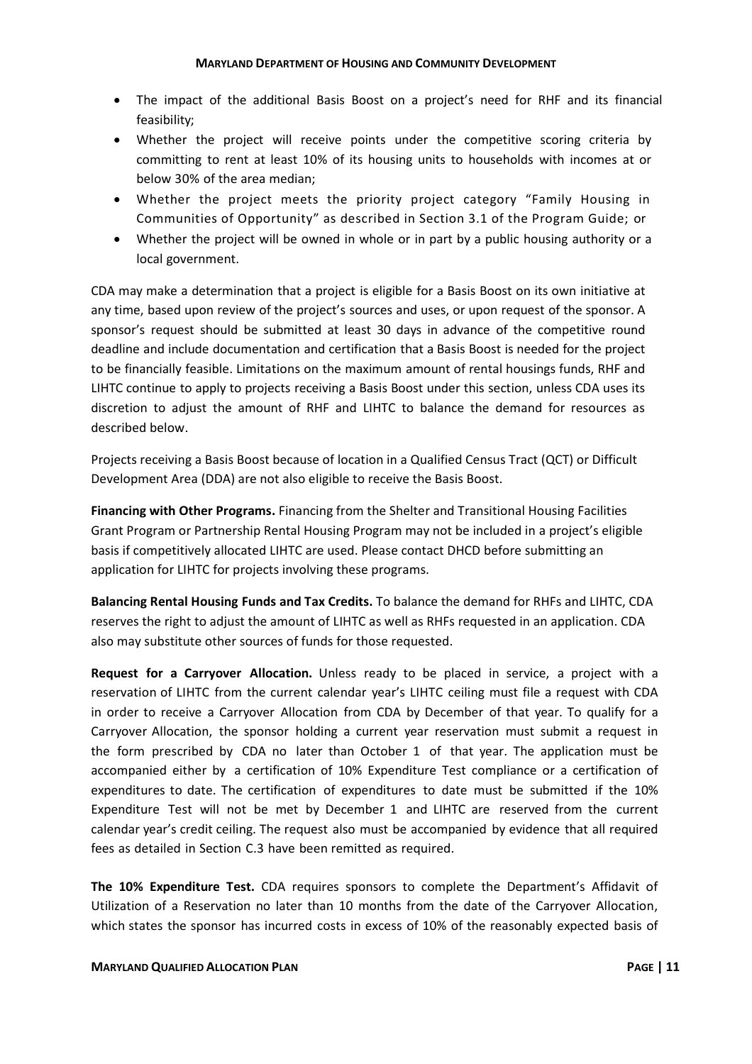- The impact of the additional Basis Boost on a project's need for RHF and its financial feasibility;
- Whether the project will receive points under the competitive scoring criteria by committing to rent at least 10% of its housing units to households with incomes at or below 30% of the area median;
- Whether the project meets the priority project category "Family Housing in Communities of Opportunity" as described in Section 3.1 of the Program Guide; or
- Whether the project will be owned in whole or in part by a public housing authority or a local government.

CDA may make a determination that a project is eligible for a Basis Boost on its own initiative at any time, based upon review of the project's sources and uses, or upon request of the sponsor. A sponsor's request should be submitted at least 30 days in advance of the competitive round deadline and include documentation and certification that a Basis Boost is needed for the project to be financially feasible. Limitations on the maximum amount of rental housings funds, RHF and LIHTC continue to apply to projects receiving a Basis Boost under this section, unless CDA uses its discretion to adjust the amount of RHF and LIHTC to balance the demand for resources as described below.

Projects receiving a Basis Boost because of location in a Qualified Census Tract (QCT) or Difficult Development Area (DDA) are not also eligible to receive the Basis Boost.

**Financing with Other Programs.** Financing from the Shelter and Transitional Housing Facilities Grant Program or Partnership Rental Housing Program may not be included in a project's eligible basis if competitively allocated LIHTC are used. Please contact DHCD before submitting an application for LIHTC for projects involving these programs.

**Balancing Rental Housing Funds and Tax Credits.** To balance the demand for RHFs and LIHTC, CDA reserves the right to adjust the amount of LIHTC as well as RHFs requested in an application. CDA also may substitute other sources of funds for those requested.

**Request for a Carryover Allocation.** Unless ready to be placed in service, a project with a reservation of LIHTC from the current calendar year's LIHTC ceiling must file a request with CDA in order to receive a Carryover Allocation from CDA by December of that year. To qualify for a Carryover Allocation, the sponsor holding a current year reservation must submit a request in the form prescribed by CDA no later than October 1 of that year. The application must be accompanied either by a certification of 10% Expenditure Test compliance or a certification of expenditures to date. The certification of expenditures to date must be submitted if the 10% Expenditure Test will not be met by December 1 and LIHTC are reserved from the current calendar year's credit ceiling. The request also must be accompanied by evidence that all required fees as detailed in Section C.3 have been remitted as required.

**The 10% Expenditure Test.** CDA requires sponsors to complete the Department's Affidavit of Utilization of a Reservation no later than 10 months from the date of the Carryover Allocation, which states the sponsor has incurred costs in excess of 10% of the reasonably expected basis of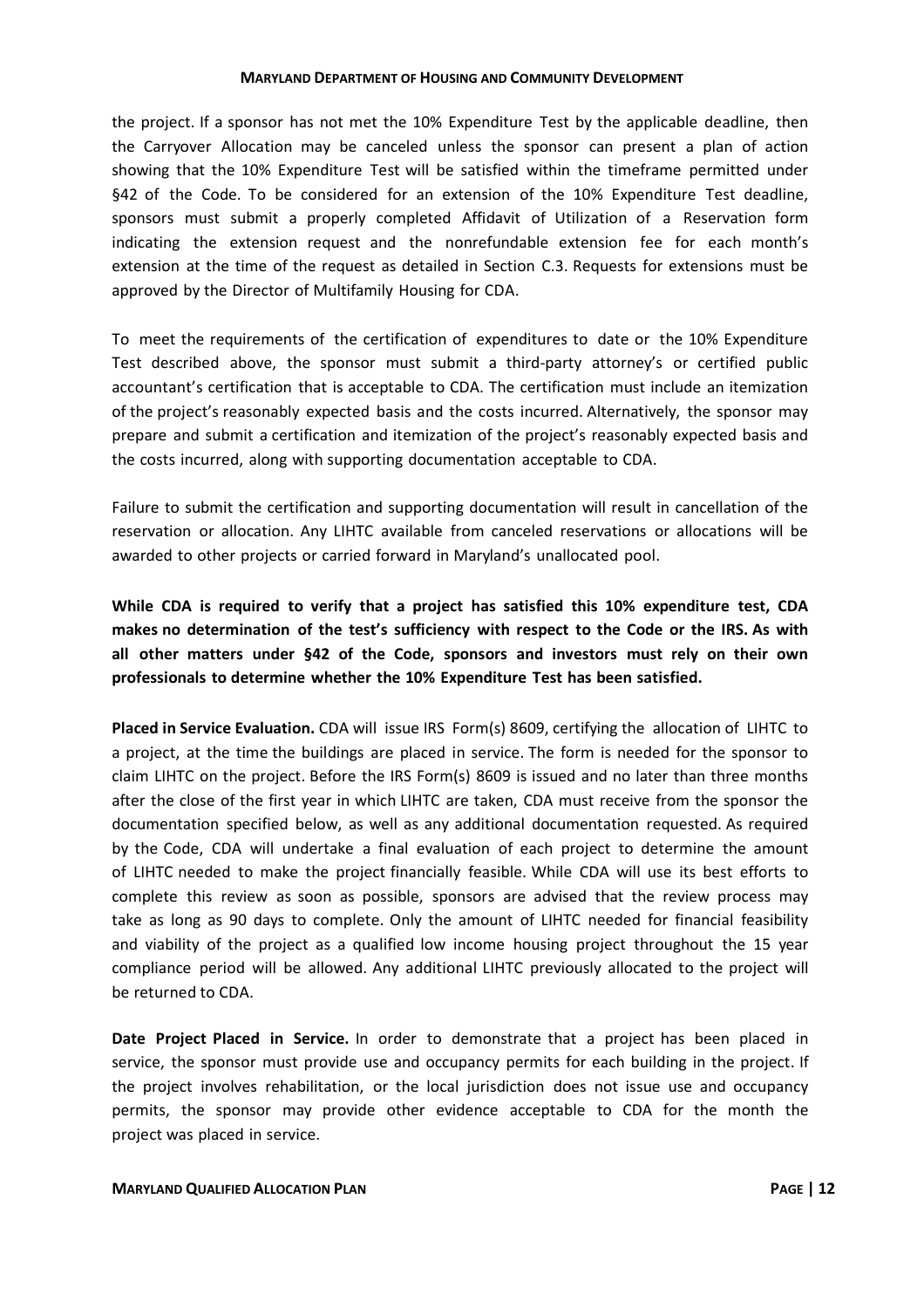the project. If a sponsor has not met the 10% Expenditure Test by the applicable deadline, then the Carryover Allocation may be canceled unless the sponsor can present a plan of action showing that the 10% Expenditure Test will be satisfied within the timeframe permitted under §42 of the Code. To be considered for an extension of the 10% Expenditure Test deadline, sponsors must submit a properly completed Affidavit of Utilization of a Reservation form indicating the extension request and the nonrefundable extension fee for each month's extension at the time of the request as detailed in Section C.3. Requests for extensions must be approved by the Director of Multifamily Housing for CDA.

To meet the requirements of the certification of expenditures to date or the 10% Expenditure Test described above, the sponsor must submit a third-party attorney's or certified public accountant's certification that is acceptable to CDA. The certification must include an itemization of the project's reasonably expected basis and the costs incurred. Alternatively, the sponsor may prepare and submit a certification and itemization of the project's reasonably expected basis and the costs incurred, along with supporting documentation acceptable to CDA.

Failure to submit the certification and supporting documentation will result in cancellation of the reservation or allocation. Any LIHTC available from canceled reservations or allocations will be awarded to other projects or carried forward in Maryland's unallocated pool.

**While CDA is required to verify that a project has satisfied this 10% expenditure test, CDA makes no determination of the test's sufficiency with respect to the Code or the IRS. As with all other matters under §42 of the Code, sponsors and investors must rely on their own professionals to determine whether the 10% Expenditure Test has been satisfied.**

**Placed in Service Evaluation.** CDA will issue IRS Form(s) 8609, certifying the allocation of LIHTC to a project, at the time the buildings are placed in service. The form is needed for the sponsor to claim LIHTC on the project. Before the IRS Form(s) 8609 is issued and no later than three months after the close of the first year in which LIHTC are taken, CDA must receive from the sponsor the documentation specified below, as well as any additional documentation requested. As required by the Code, CDA will undertake a final evaluation of each project to determine the amount of LIHTC needed to make the project financially feasible. While CDA will use its best efforts to complete this review as soon as possible, sponsors are advised that the review process may take as long as 90 days to complete. Only the amount of LIHTC needed for financial feasibility and viability of the project as a qualified low income housing project throughout the 15 year compliance period will be allowed. Any additional LIHTC previously allocated to the project will be returned to CDA.

**Date Project Placed in Service.** In order to demonstrate that a project has been placed in service, the sponsor must provide use and occupancy permits for each building in the project. If the project involves rehabilitation, or the local jurisdiction does not issue use and occupancy permits, the sponsor may provide other evidence acceptable to CDA for the month the project was placed in service.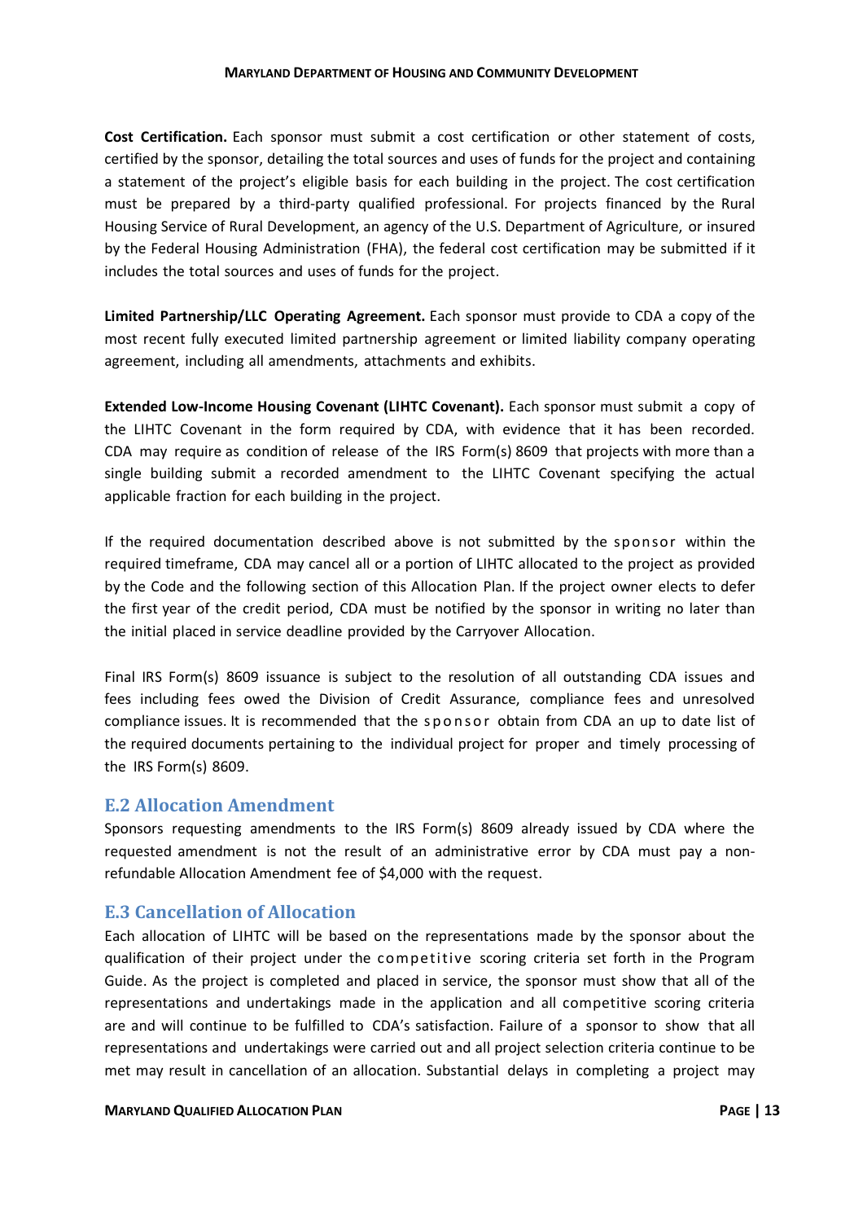**Cost Certification.** Each sponsor must submit a cost certification or other statement of costs, certified by the sponsor, detailing the total sources and uses of funds for the project and containing a statement of the project's eligible basis for each building in the project. The cost certification must be prepared by a third-party qualified professional. For projects financed by the Rural Housing Service of Rural Development, an agency of the U.S. Department of Agriculture, or insured by the Federal Housing Administration (FHA), the federal cost certification may be submitted if it includes the total sources and uses of funds for the project.

**Limited Partnership/LLC Operating Agreement.** Each sponsor must provide to CDA a copy of the most recent fully executed limited partnership agreement or limited liability company operating agreement, including all amendments, attachments and exhibits.

**Extended Low-Income Housing Covenant (LIHTC Covenant).** Each sponsor must submit a copy of the LIHTC Covenant in the form required by CDA, with evidence that it has been recorded. CDA may require as condition of release of the IRS Form(s) 8609 that projects with more than a single building submit a recorded amendment to the LIHTC Covenant specifying the actual applicable fraction for each building in the project.

If the required documentation described above is not submitted by the sponsor within the required timeframe, CDA may cancel all or a portion of LIHTC allocated to the project as provided by the Code and the following section of this Allocation Plan. If the project owner elects to defer the first year of the credit period, CDA must be notified by the sponsor in writing no later than the initial placed in service deadline provided by the Carryover Allocation.

Final IRS Form(s) 8609 issuance is subject to the resolution of all outstanding CDA issues and fees including fees owed the Division of Credit Assurance, compliance fees and unresolved compliance issues. It is recommended that the sponsor obtain from CDA an up to date list of the required documents pertaining to the individual project for proper and timely processing of the IRS Form(s) 8609.

## E.2 Allocation Amendment

Sponsors requesting amendments to the IRS Form(s) 8609 already issued by CDA where the requested amendment is not the result of an administrative error by CDA must pay a non-refundable Allocation Amendment fee of $4,000 with the request.

## E.3 Cancellation of Allocation

Each allocation of LIHTC will be based on the representations made by the sponsor about the qualification of their project under the competitive scoring criteria set forth in the Program Guide. As the project is completed and placed in service, the sponsor must show that all of the representations and undertakings made in the application and all competitive scoring criteria are and will continue to be fulfilled to CDA's satisfaction. Failure of a sponsor to show that all representations and undertakings were carried out and all project selection criteria continue to be met may result in cancellation of an allocation. Substantial delays in completing a project may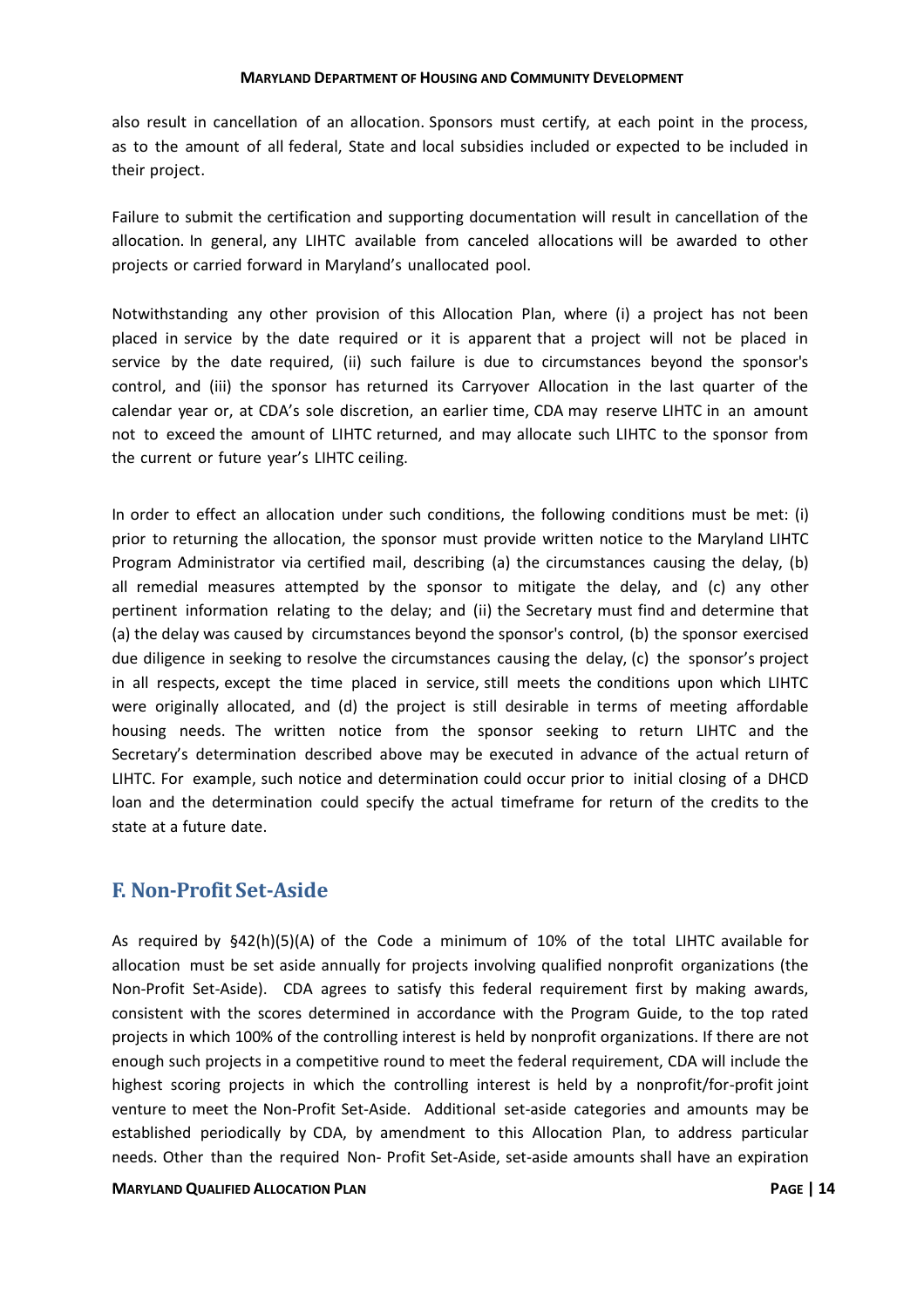also result in cancellation of an allocation. Sponsors must certify, at each point in the process, as to the amount of all federal, State and local subsidies included or expected to be included in their project.

Failure to submit the certification and supporting documentation will result in cancellation of the allocation. In general, any LIHTC available from canceled allocations will be awarded to other projects or carried forward in Maryland's unallocated pool.

Notwithstanding any other provision of this Allocation Plan, where (i) a project has not been placed in service by the date required or it is apparent that a project will not be placed in service by the date required, (ii) such failure is due to circumstances beyond the sponsor's control, and (iii) the sponsor has returned its Carryover Allocation in the last quarter of the calendar year or, at CDA's sole discretion, an earlier time, CDA may reserve LIHTC in an amount not to exceed the amount of LIHTC returned, and may allocate such LIHTC to the sponsor from the current or future year's LIHTC ceiling.

In order to effect an allocation under such conditions, the following conditions must be met: (i) prior to returning the allocation, the sponsor must provide written notice to the Maryland LIHTC Program Administrator via certified mail, describing (a) the circumstances causing the delay, (b) all remedial measures attempted by the sponsor to mitigate the delay, and (c) any other pertinent information relating to the delay; and (ii) the Secretary must find and determine that (a) the delay was caused by circumstances beyond the sponsor's control, (b) the sponsor exercised due diligence in seeking to resolve the circumstances causing the delay, (c) the sponsor's project in all respects, except the time placed in service, still meets the conditions upon which LIHTC were originally allocated, and (d) the project is still desirable in terms of meeting affordable housing needs. The written notice from the sponsor seeking to return LIHTC and the Secretary's determination described above may be executed in advance of the actual return of LIHTC. For example, such notice and determination could occur prior to initial closing of a DHCD loan and the determination could specify the actual timeframe for return of the credits to the state at a future date.

## F. Non-Profit Set-Aside

As required by §42(h)(5)(A) of the Code a minimum of 10% of the total LIHTC available for allocation must be set aside annually for projects involving qualified nonprofit organizations (the Non-Profit Set-Aside). CDA agrees to satisfy this federal requirement first by making awards, consistent with the scores determined in accordance with the Program Guide, to the top rated projects in which 100% of the controlling interest is held by nonprofit organizations. If there are not enough such projects in a competitive round to meet the federal requirement, CDA will include the highest scoring projects in which the controlling interest is held by a nonprofit/for-profit joint venture to meet the Non-Profit Set-Aside. Additional set-aside categories and amounts may be established periodically by CDA, by amendment to this Allocation Plan, to address particular needs. Other than the required Non- Profit Set-Aside, set-aside amounts shall have an expiration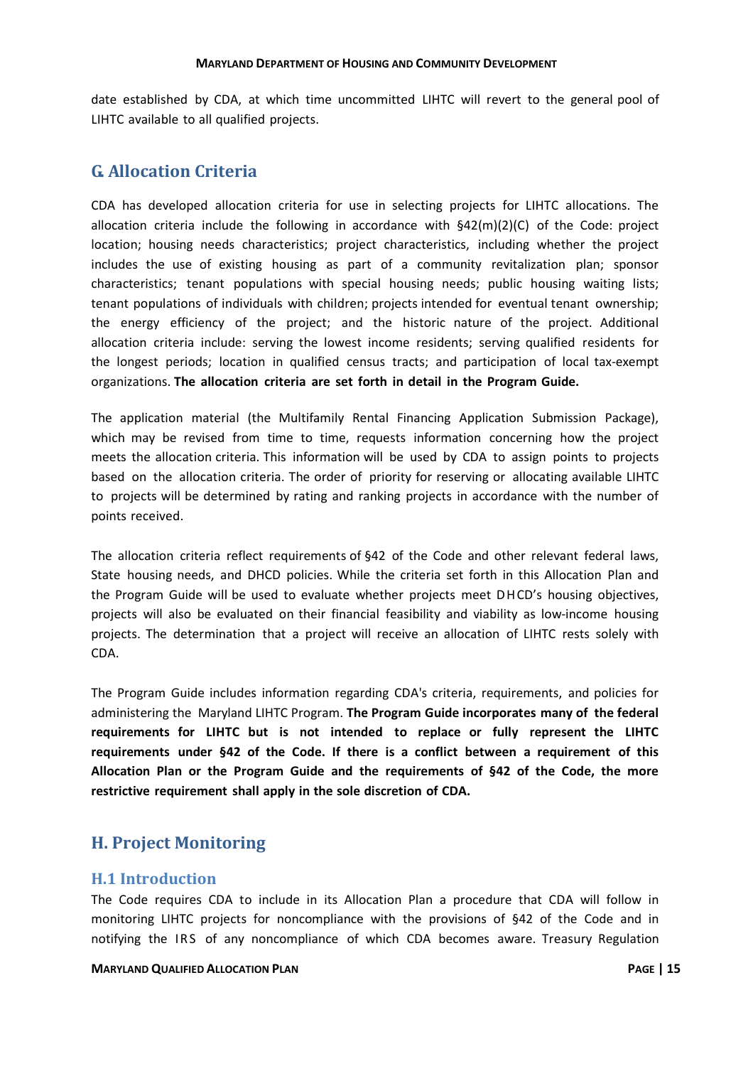date established by CDA, at which time uncommitted LIHTC will revert to the general pool of LIHTC available to all qualified projects.

## G. Allocation Criteria

CDA has developed allocation criteria for use in selecting projects for LIHTC allocations. The allocation criteria include the following in accordance with §42(m)(2)(C) of the Code: project location; housing needs characteristics; project characteristics, including whether the project includes the use of existing housing as part of a community revitalization plan; sponsor characteristics; tenant populations with special housing needs; public housing waiting lists; tenant populations of individuals with children; projects intended for eventual tenant ownership; the energy efficiency of the project; and the historic nature of the project. Additional allocation criteria include: serving the lowest income residents; serving qualified residents for the longest periods; location in qualified census tracts; and participation of local tax-exempt organizations. **The allocation criteria are set forth in detail in the Program Guide.**

The application material (the Multifamily Rental Financing Application Submission Package), which may be revised from time to time, requests information concerning how the project meets the allocation criteria. This information will be used by CDA to assign points to projects based on the allocation criteria. The order of priority for reserving or allocating available LIHTC to projects will be determined by rating and ranking projects in accordance with the number of points received.

The allocation criteria reflect requirements of §42 of the Code and other relevant federal laws, State housing needs, and DHCD policies. While the criteria set forth in this Allocation Plan and the Program Guide will be used to evaluate whether projects meet DHCD's housing objectives, projects will also be evaluated on their financial feasibility and viability as low-income housing projects. The determination that a project will receive an allocation of LIHTC rests solely with CDA.

The Program Guide includes information regarding CDA's criteria, requirements, and policies for administering the Maryland LIHTC Program. **The Program Guide incorporates many of the federal requirements for LIHTC but is not intended to replace or fully represent the LIHTC requirements under §42 of the Code. If there is a conflict between a requirement of this Allocation Plan or the Program Guide and the requirements of §42 of the Code, the more restrictive requirement shall apply in the sole discretion of CDA.**

## H. Project Monitoring

### H.1 Introduction

The Code requires CDA to include in its Allocation Plan a procedure that CDA will follow in monitoring LIHTC projects for noncompliance with the provisions of §42 of the Code and in notifying the IRS of any noncompliance of which CDA becomes aware. Treasury Regulation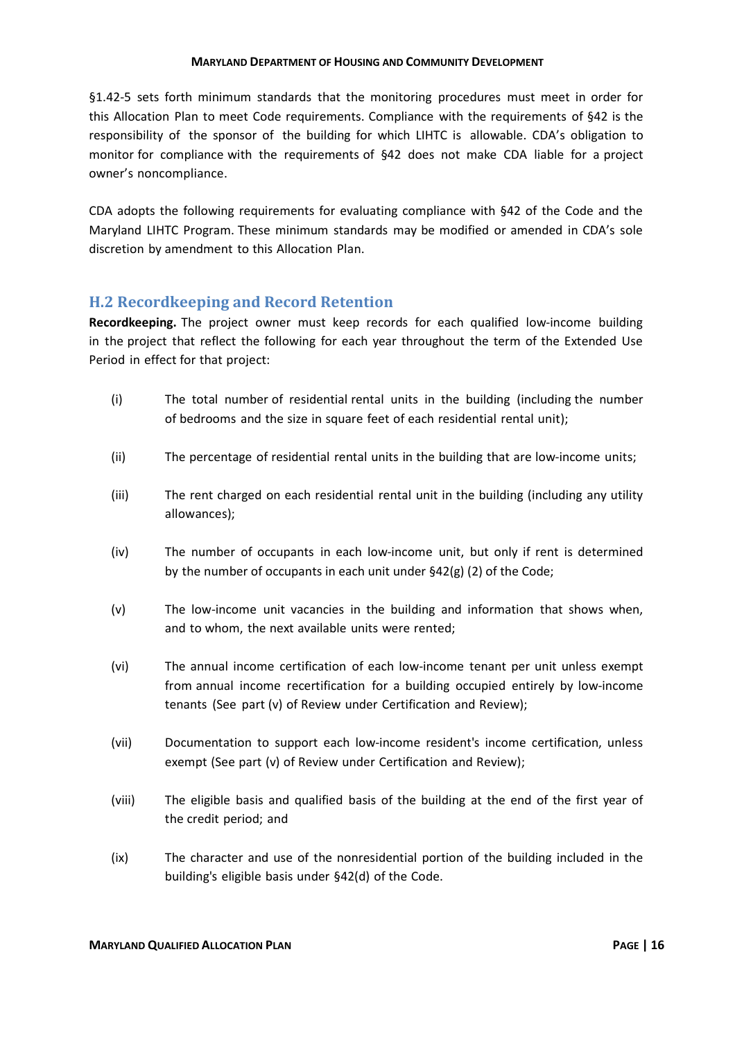§1.42-5 sets forth minimum standards that the monitoring procedures must meet in order for this Allocation Plan to meet Code requirements. Compliance with the requirements of §42 is the responsibility of the sponsor of the building for which LIHTC is allowable. CDA's obligation to monitor for compliance with the requirements of §42 does not make CDA liable for a project owner's noncompliance.

CDA adopts the following requirements for evaluating compliance with §42 of the Code and the Maryland LIHTC Program. These minimum standards may be modified or amended in CDA's sole discretion by amendment to this Allocation Plan.

## H.2 Recordkeeping and Record Retention

**Recordkeeping.** The project owner must keep records for each qualified low-income building in the project that reflect the following for each year throughout the term of the Extended Use Period in effect for that project:

(i) The total number of residential rental units in the building (including the number of bedrooms and the size in square feet of each residential rental unit);

(ii) The percentage of residential rental units in the building that are low-income units;

(iii) The rent charged on each residential rental unit in the building (including any utility allowances);

(iv) The number of occupants in each low-income unit, but only if rent is determined by the number of occupants in each unit under §42(g) (2) of the Code;

(v) The low-income unit vacancies in the building and information that shows when, and to whom, the next available units were rented;

(vi) The annual income certification of each low-income tenant per unit unless exempt from annual income recertification for a building occupied entirely by low-income tenants (See part (v) of Review under Certification and Review);

(vii) Documentation to support each low-income resident's income certification, unless exempt (See part (v) of Review under Certification and Review);

(viii) The eligible basis and qualified basis of the building at the end of the first year of the credit period; and

(ix) The character and use of the nonresidential portion of the building included in the building's eligible basis under §42(d) of the Code.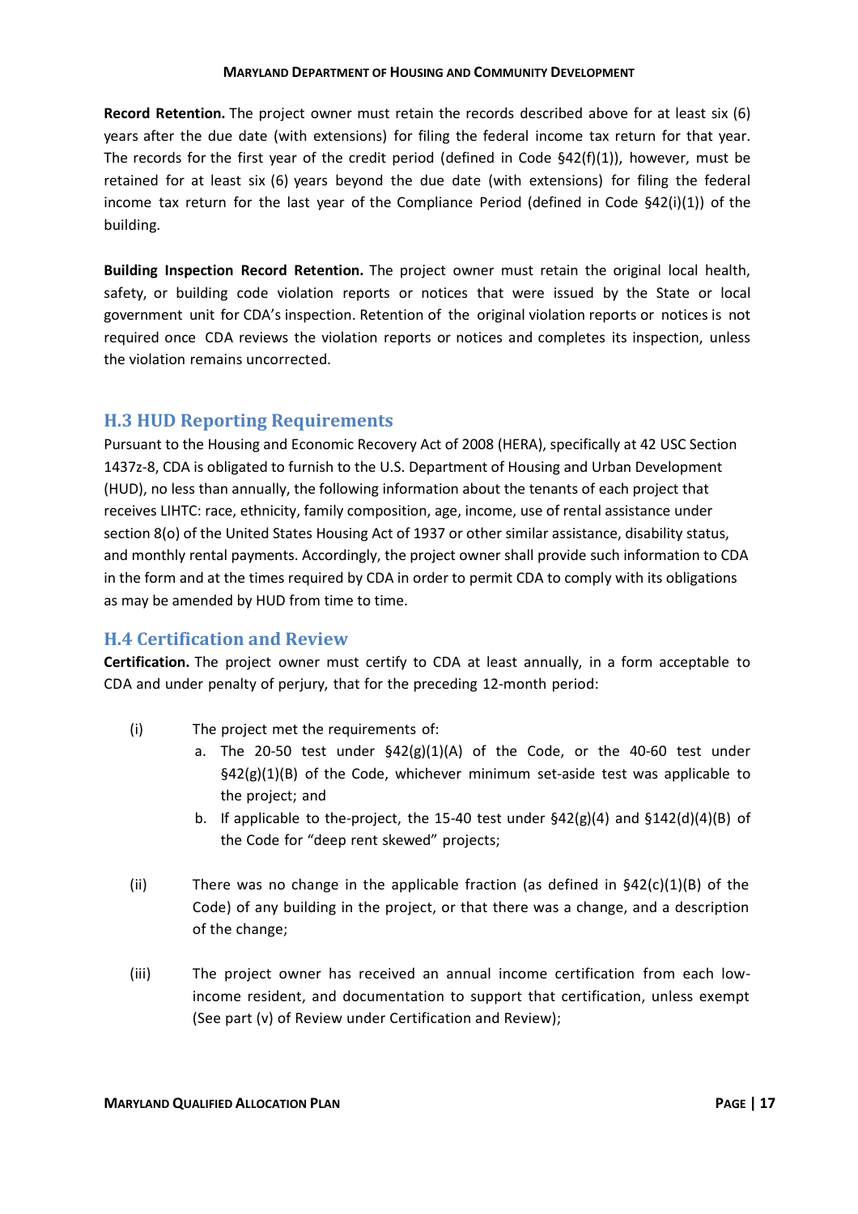**Record Retention.** The project owner must retain the records described above for at least six (6) years after the due date (with extensions) for filing the federal income tax return for that year. The records for the first year of the credit period (defined in Code §42(f)(1)), however, must be retained for at least six (6) years beyond the due date (with extensions) for filing the federal income tax return for the last year of the Compliance Period (defined in Code §42(i)(1)) of the building.

**Building Inspection Record Retention.** The project owner must retain the original local health, safety, or building code violation reports or notices that were issued by the State or local government unit for CDA's inspection. Retention of the original violation reports or notices is not required once CDA reviews the violation reports or notices and completes its inspection, unless the violation remains uncorrected.

## H.3 HUD Reporting Requirements

Pursuant to the Housing and Economic Recovery Act of 2008 (HERA), specifically at 42 USC Section 1437z-8, CDA is obligated to furnish to the U.S. Department of Housing and Urban Development (HUD), no less than annually, the following information about the tenants of each project that receives LIHTC: race, ethnicity, family composition, age, income, use of rental assistance under section 8(o) of the United States Housing Act of 1937 or other similar assistance, disability status, and monthly rental payments. Accordingly, the project owner shall provide such information to CDA in the form and at the times required by CDA in order to permit CDA to comply with its obligations as may be amended by HUD from time to time.

## H.4 Certification and Review

**Certification.** The project owner must certify to CDA at least annually, in a form acceptable to CDA and under penalty of perjury, that for the preceding 12-month period:

(i) The project met the requirements of:

a. The 20-50 test under §42(g)(1)(A) of the Code, or the 40-60 test under §42(g)(1)(B) of the Code, whichever minimum set-aside test was applicable to the project; and

b. If applicable to the-project, the 15-40 test under §42(g)(4) and §142(d)(4)(B) of the Code for "deep rent skewed" projects;

(ii) There was no change in the applicable fraction (as defined in §42(c)(1)(B) of the Code) of any building in the project, or that there was a change, and a description of the change;

(iii) The project owner has received an annual income certification from each low-income resident, and documentation to support that certification, unless exempt (See part (v) of Review under Certification and Review);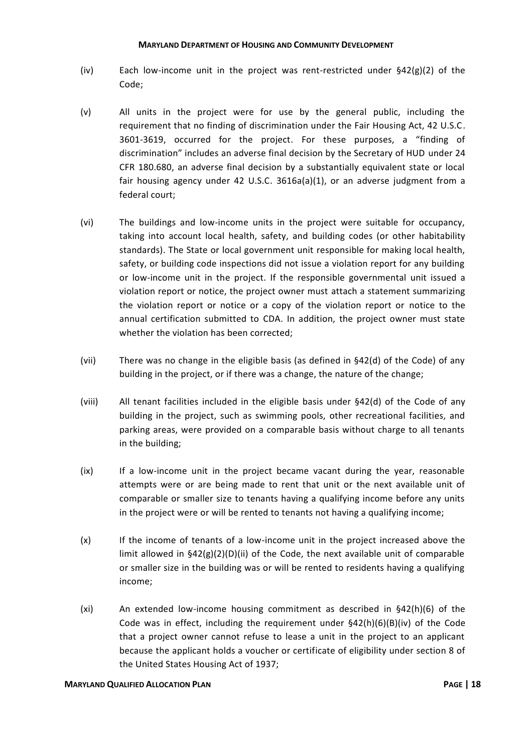(iv) Each low-income unit in the project was rent-restricted under §42(g)(2) of the Code;

(v) All units in the project were for use by the general public, including the requirement that no finding of discrimination under the Fair Housing Act, 42 U.S.C. 3601-3619, occurred for the project. For these purposes, a "finding of discrimination" includes an adverse final decision by the Secretary of HUD under 24 CFR 180.680, an adverse final decision by a substantially equivalent state or local fair housing agency under 42 U.S.C. 3616a(a)(1), or an adverse judgment from a federal court;

(vi) The buildings and low-income units in the project were suitable for occupancy, taking into account local health, safety, and building codes (or other habitability standards). The State or local government unit responsible for making local health, safety, or building code inspections did not issue a violation report for any building or low-income unit in the project. If the responsible governmental unit issued a violation report or notice, the project owner must attach a statement summarizing the violation report or notice or a copy of the violation report or notice to the annual certification submitted to CDA. In addition, the project owner must state whether the violation has been corrected;

(vii) There was no change in the eligible basis (as defined in §42(d) of the Code) of any building in the project, or if there was a change, the nature of the change;

(viii) All tenant facilities included in the eligible basis under §42(d) of the Code of any building in the project, such as swimming pools, other recreational facilities, and parking areas, were provided on a comparable basis without charge to all tenants in the building;

(ix) If a low-income unit in the project became vacant during the year, reasonable attempts were or are being made to rent that unit or the next available unit of comparable or smaller size to tenants having a qualifying income before any units in the project were or will be rented to tenants not having a qualifying income;

(x) If the income of tenants of a low-income unit in the project increased above the limit allowed in §42(g)(2)(D)(ii) of the Code, the next available unit of comparable or smaller size in the building was or will be rented to residents having a qualifying income;

(xi) An extended low-income housing commitment as described in §42(h)(6) of the Code was in effect, including the requirement under §42(h)(6)(B)(iv) of the Code that a project owner cannot refuse to lease a unit in the project to an applicant because the applicant holds a voucher or certificate of eligibility under section 8 of the United States Housing Act of 1937;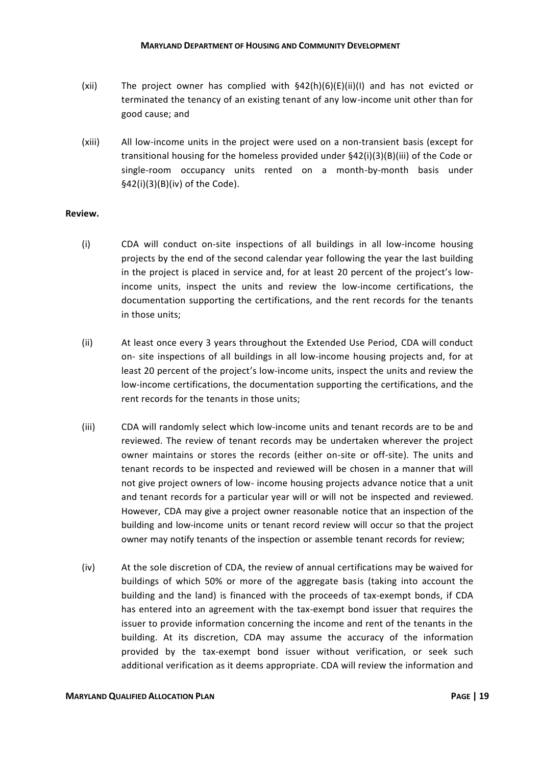(xii) The project owner has complied with §42(h)(6)(E)(ii)(I) and has not evicted or terminated the tenancy of an existing tenant of any low-income unit other than for good cause; and

(xiii) All low-income units in the project were used on a non-transient basis (except for transitional housing for the homeless provided under §42(i)(3)(B)(iii) of the Code or single-room occupancy units rented on a month-by-month basis under §42(i)(3)(B)(iv) of the Code).

**Review.**

(i) CDA will conduct on-site inspections of all buildings in all low-income housing projects by the end of the second calendar year following the year the last building in the project is placed in service and, for at least 20 percent of the project's low-income units, inspect the units and review the low-income certifications, the documentation supporting the certifications, and the rent records for the tenants in those units;

(ii) At least once every 3 years throughout the Extended Use Period, CDA will conduct on- site inspections of all buildings in all low-income housing projects and, for at least 20 percent of the project's low-income units, inspect the units and review the low-income certifications, the documentation supporting the certifications, and the rent records for the tenants in those units;

(iii) CDA will randomly select which low-income units and tenant records are to be and reviewed. The review of tenant records may be undertaken wherever the project owner maintains or stores the records (either on-site or off-site). The units and tenant records to be inspected and reviewed will be chosen in a manner that will not give project owners of low- income housing projects advance notice that a unit and tenant records for a particular year will or will not be inspected and reviewed. However, CDA may give a project owner reasonable notice that an inspection of the building and low-income units or tenant record review will occur so that the project owner may notify tenants of the inspection or assemble tenant records for review;

(iv) At the sole discretion of CDA, the review of annual certifications may be waived for buildings of which 50% or more of the aggregate basis (taking into account the building and the land) is financed with the proceeds of tax-exempt bonds, if CDA has entered into an agreement with the tax-exempt bond issuer that requires the issuer to provide information concerning the income and rent of the tenants in the building. At its discretion, CDA may assume the accuracy of the information provided by the tax-exempt bond issuer without verification, or seek such additional verification as it deems appropriate. CDA will review the information and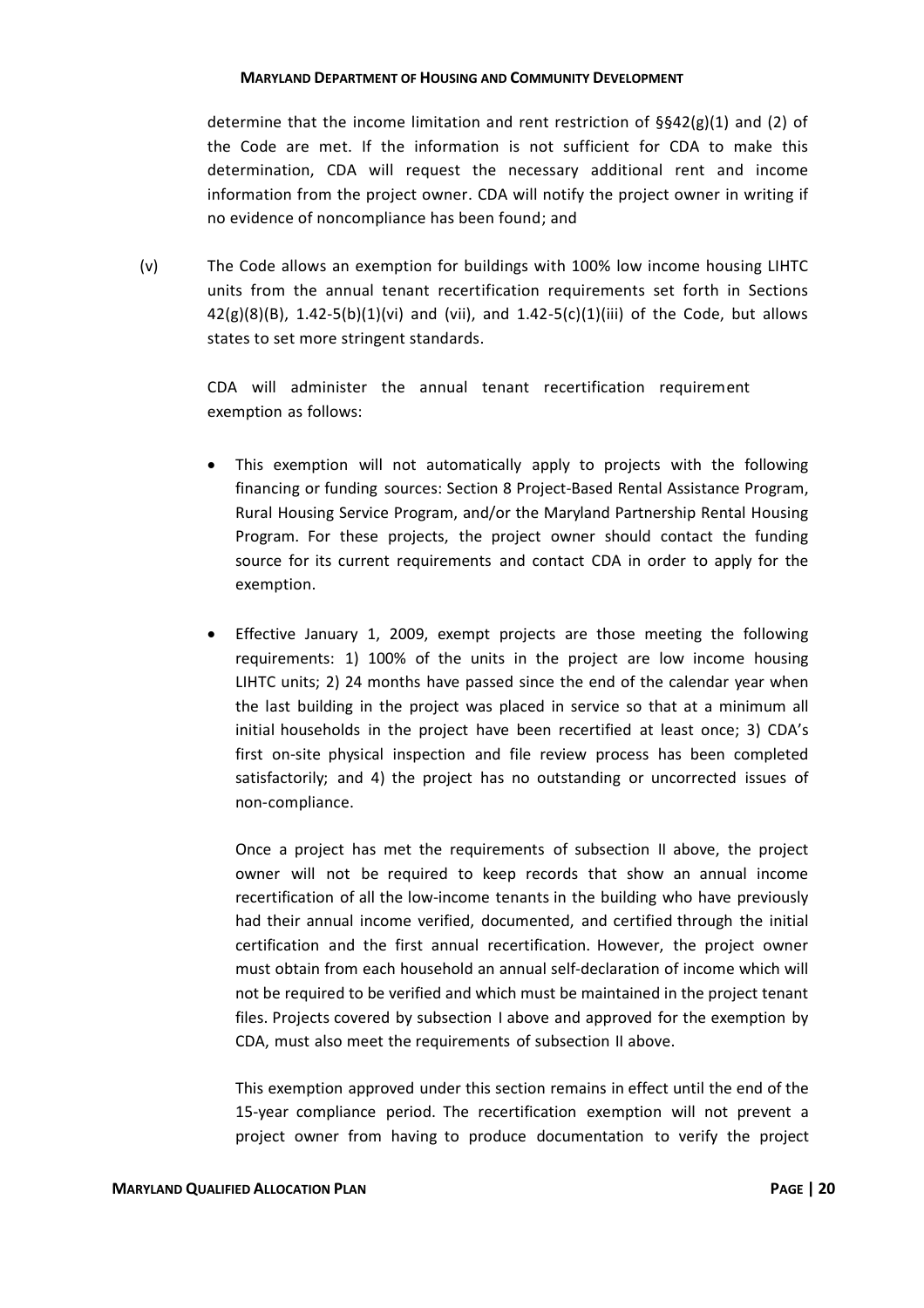determine that the income limitation and rent restriction of §§42(g)(1) and (2) of the Code are met. If the information is not sufficient for CDA to make this determination, CDA will request the necessary additional rent and income information from the project owner. CDA will notify the project owner in writing if no evidence of noncompliance has been found; and

(v) The Code allows an exemption for buildings with 100% low income housing LIHTC units from the annual tenant recertification requirements set forth in Sections 42(g)(8)(B), 1.42-5(b)(1)(vi) and (vii), and 1.42-5(c)(1)(iii) of the Code, but allows states to set more stringent standards.

CDA will administer the annual tenant recertification requirement exemption as follows:

- This exemption will not automatically apply to projects with the following financing or funding sources: Section 8 Project-Based Rental Assistance Program, Rural Housing Service Program, and/or the Maryland Partnership Rental Housing Program. For these projects, the project owner should contact the funding source for its current requirements and contact CDA in order to apply for the exemption.

- Effective January 1, 2009, exempt projects are those meeting the following requirements: 1) 100% of the units in the project are low income housing LIHTC units; 2) 24 months have passed since the end of the calendar year when the last building in the project was placed in service so that at a minimum all initial households in the project have been recertified at least once; 3) CDA's first on-site physical inspection and file review process has been completed satisfactorily; and 4) the project has no outstanding or uncorrected issues of non-compliance.

  Once a project has met the requirements of subsection II above, the project owner will not be required to keep records that show an annual income recertification of all the low-income tenants in the building who have previously had their annual income verified, documented, and certified through the initial certification and the first annual recertification. However, the project owner must obtain from each household an annual self-declaration of income which will not be required to be verified and which must be maintained in the project tenant files. Projects covered by subsection I above and approved for the exemption by CDA, must also meet the requirements of subsection II above.

  This exemption approved under this section remains in effect until the end of the 15-year compliance period. The recertification exemption will not prevent a project owner from having to produce documentation to verify the project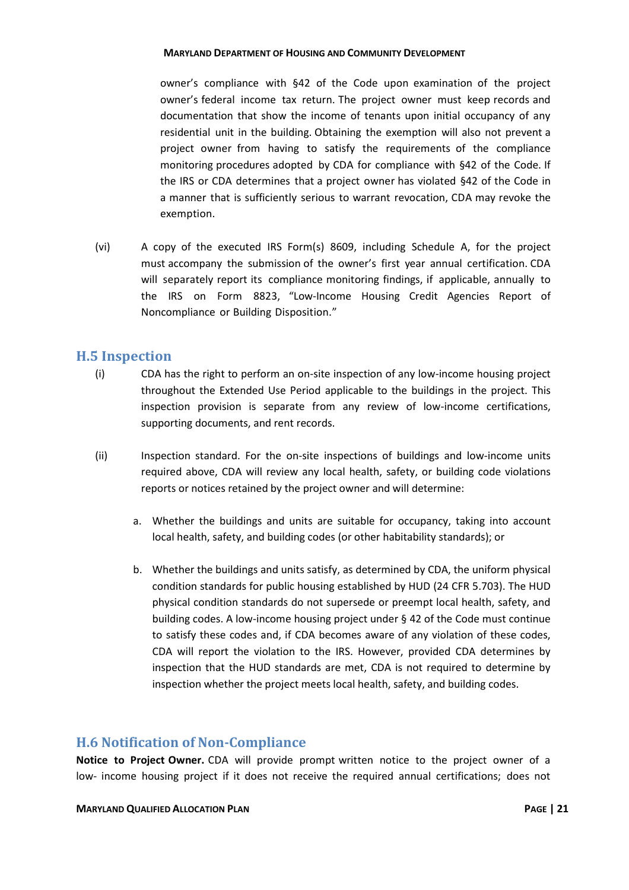owner's compliance with §42 of the Code upon examination of the project owner's federal income tax return. The project owner must keep records and documentation that show the income of tenants upon initial occupancy of any residential unit in the building. Obtaining the exemption will also not prevent a project owner from having to satisfy the requirements of the compliance monitoring procedures adopted by CDA for compliance with §42 of the Code. If the IRS or CDA determines that a project owner has violated §42 of the Code in a manner that is sufficiently serious to warrant revocation, CDA may revoke the exemption.

(vi) A copy of the executed IRS Form(s) 8609, including Schedule A, for the project must accompany the submission of the owner's first year annual certification. CDA will separately report its compliance monitoring findings, if applicable, annually to the IRS on Form 8823, "Low-Income Housing Credit Agencies Report of Noncompliance or Building Disposition."

## H.5 Inspection

(i) CDA has the right to perform an on-site inspection of any low-income housing project throughout the Extended Use Period applicable to the buildings in the project. This inspection provision is separate from any review of low-income certifications, supporting documents, and rent records.

(ii) Inspection standard. For the on-site inspections of buildings and low-income units required above, CDA will review any local health, safety, or building code violations reports or notices retained by the project owner and will determine:

a. Whether the buildings and units are suitable for occupancy, taking into account local health, safety, and building codes (or other habitability standards); or

b. Whether the buildings and units satisfy, as determined by CDA, the uniform physical condition standards for public housing established by HUD (24 CFR 5.703). The HUD physical condition standards do not supersede or preempt local health, safety, and building codes. A low-income housing project under § 42 of the Code must continue to satisfy these codes and, if CDA becomes aware of any violation of these codes, CDA will report the violation to the IRS. However, provided CDA determines by inspection that the HUD standards are met, CDA is not required to determine by inspection whether the project meets local health, safety, and building codes.

## H.6 Notification of Non-Compliance

**Notice to Project Owner.** CDA will provide prompt written notice to the project owner of a low- income housing project if it does not receive the required annual certifications; does not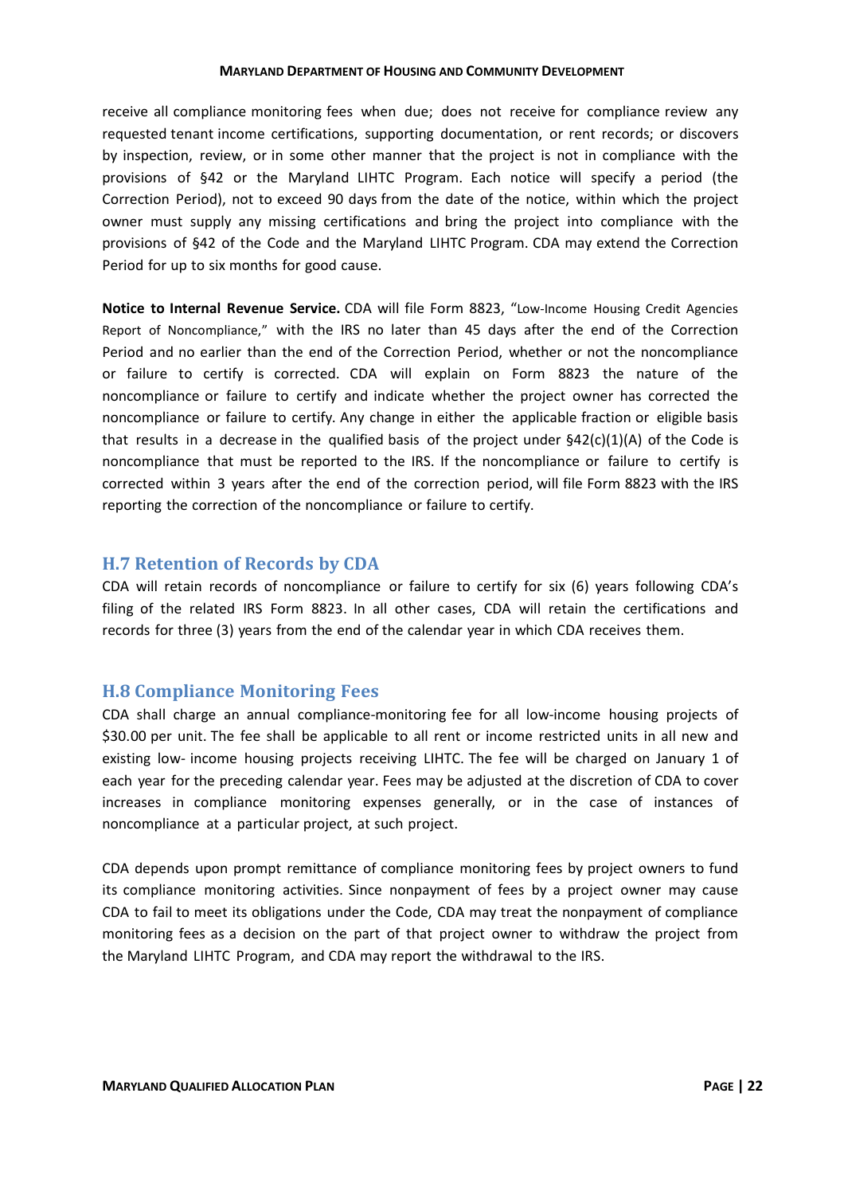receive all compliance monitoring fees when due; does not receive for compliance review any requested tenant income certifications, supporting documentation, or rent records; or discovers by inspection, review, or in some other manner that the project is not in compliance with the provisions of §42 or the Maryland LIHTC Program. Each notice will specify a period (the Correction Period), not to exceed 90 days from the date of the notice, within which the project owner must supply any missing certifications and bring the project into compliance with the provisions of §42 of the Code and the Maryland LIHTC Program. CDA may extend the Correction Period for up to six months for good cause.

**Notice to Internal Revenue Service.** CDA will file Form 8823, "Low-Income Housing Credit Agencies Report of Noncompliance," with the IRS no later than 45 days after the end of the Correction Period and no earlier than the end of the Correction Period, whether or not the noncompliance or failure to certify is corrected. CDA will explain on Form 8823 the nature of the noncompliance or failure to certify and indicate whether the project owner has corrected the noncompliance or failure to certify. Any change in either the applicable fraction or eligible basis that results in a decrease in the qualified basis of the project under §42(c)(1)(A) of the Code is noncompliance that must be reported to the IRS. If the noncompliance or failure to certify is corrected within 3 years after the end of the correction period, will file Form 8823 with the IRS reporting the correction of the noncompliance or failure to certify.

## H.7 Retention of Records by CDA

CDA will retain records of noncompliance or failure to certify for six (6) years following CDA's filing of the related IRS Form 8823. In all other cases, CDA will retain the certifications and records for three (3) years from the end of the calendar year in which CDA receives them.

## H.8 Compliance Monitoring Fees

CDA shall charge an annual compliance-monitoring fee for all low-income housing projects of $30.00 per unit. The fee shall be applicable to all rent or income restricted units in all new and existing low- income housing projects receiving LIHTC. The fee will be charged on January 1 of each year for the preceding calendar year. Fees may be adjusted at the discretion of CDA to cover increases in compliance monitoring expenses generally, or in the case of instances of noncompliance at a particular project, at such project.

CDA depends upon prompt remittance of compliance monitoring fees by project owners to fund its compliance monitoring activities. Since nonpayment of fees by a project owner may cause CDA to fail to meet its obligations under the Code, CDA may treat the nonpayment of compliance monitoring fees as a decision on the part of that project owner to withdraw the project from the Maryland LIHTC Program, and CDA may report the withdrawal to the IRS.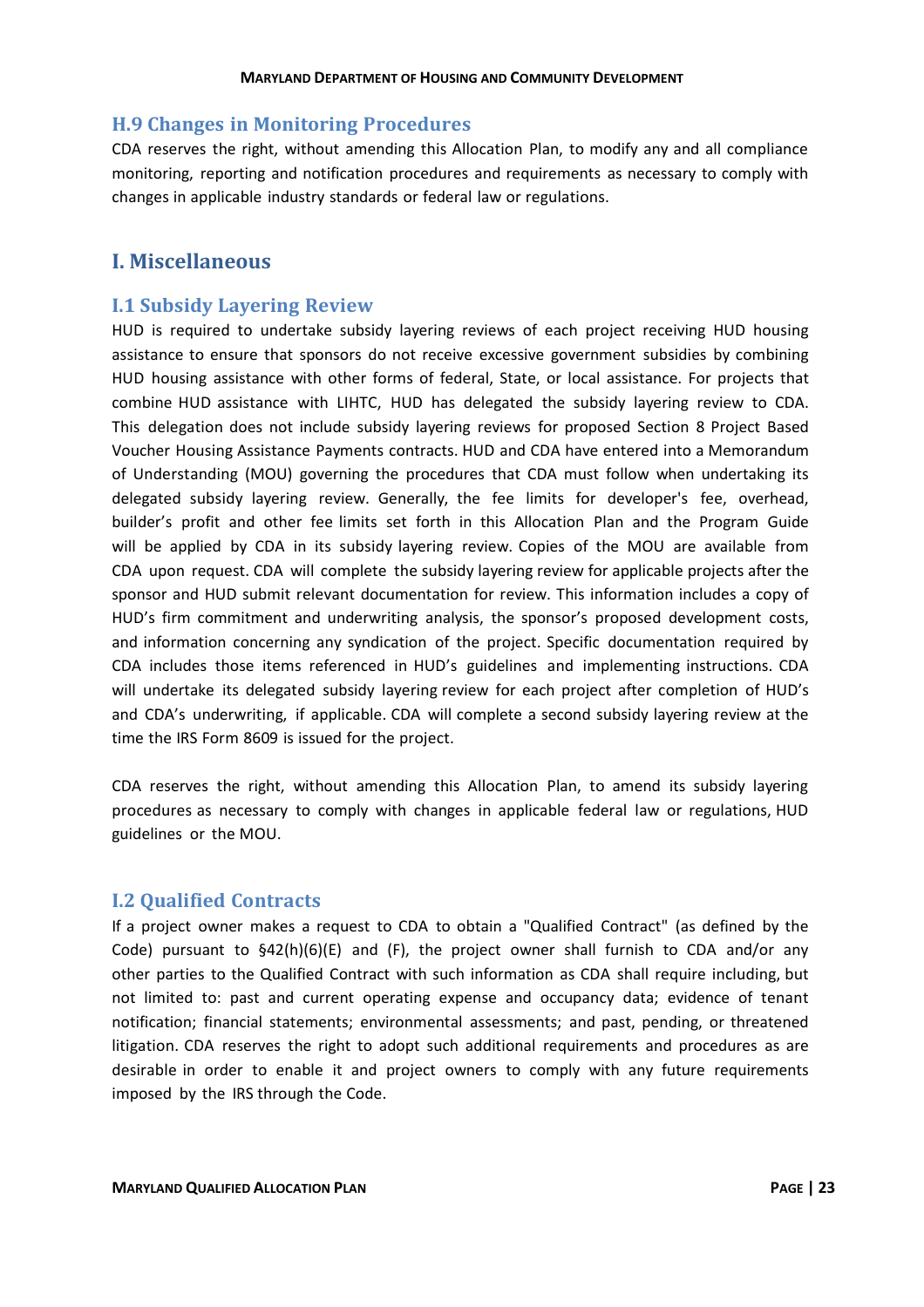## H.9 Changes in Monitoring Procedures

CDA reserves the right, without amending this Allocation Plan, to modify any and all compliance monitoring, reporting and notification procedures and requirements as necessary to comply with changes in applicable industry standards or federal law or regulations.

# I. Miscellaneous

## I.1 Subsidy Layering Review

HUD is required to undertake subsidy layering reviews of each project receiving HUD housing assistance to ensure that sponsors do not receive excessive government subsidies by combining HUD housing assistance with other forms of federal, State, or local assistance. For projects that combine HUD assistance with LIHTC, HUD has delegated the subsidy layering review to CDA. This delegation does not include subsidy layering reviews for proposed Section 8 Project Based Voucher Housing Assistance Payments contracts. HUD and CDA have entered into a Memorandum of Understanding (MOU) governing the procedures that CDA must follow when undertaking its delegated subsidy layering review. Generally, the fee limits for developer's fee, overhead, builder's profit and other fee limits set forth in this Allocation Plan and the Program Guide will be applied by CDA in its subsidy layering review. Copies of the MOU are available from CDA upon request. CDA will complete the subsidy layering review for applicable projects after the sponsor and HUD submit relevant documentation for review. This information includes a copy of HUD's firm commitment and underwriting analysis, the sponsor's proposed development costs, and information concerning any syndication of the project. Specific documentation required by CDA includes those items referenced in HUD's guidelines and implementing instructions. CDA will undertake its delegated subsidy layering review for each project after completion of HUD's and CDA's underwriting, if applicable. CDA will complete a second subsidy layering review at the time the IRS Form 8609 is issued for the project.

CDA reserves the right, without amending this Allocation Plan, to amend its subsidy layering procedures as necessary to comply with changes in applicable federal law or regulations, HUD guidelines or the MOU.

## I.2 Qualified Contracts

If a project owner makes a request to CDA to obtain a "Qualified Contract" (as defined by the Code) pursuant to §42(h)(6)(E) and (F), the project owner shall furnish to CDA and/or any other parties to the Qualified Contract with such information as CDA shall require including, but not limited to: past and current operating expense and occupancy data; evidence of tenant notification; financial statements; environmental assessments; and past, pending, or threatened litigation. CDA reserves the right to adopt such additional requirements and procedures as are desirable in order to enable it and project owners to comply with any future requirements imposed by the IRS through the Code.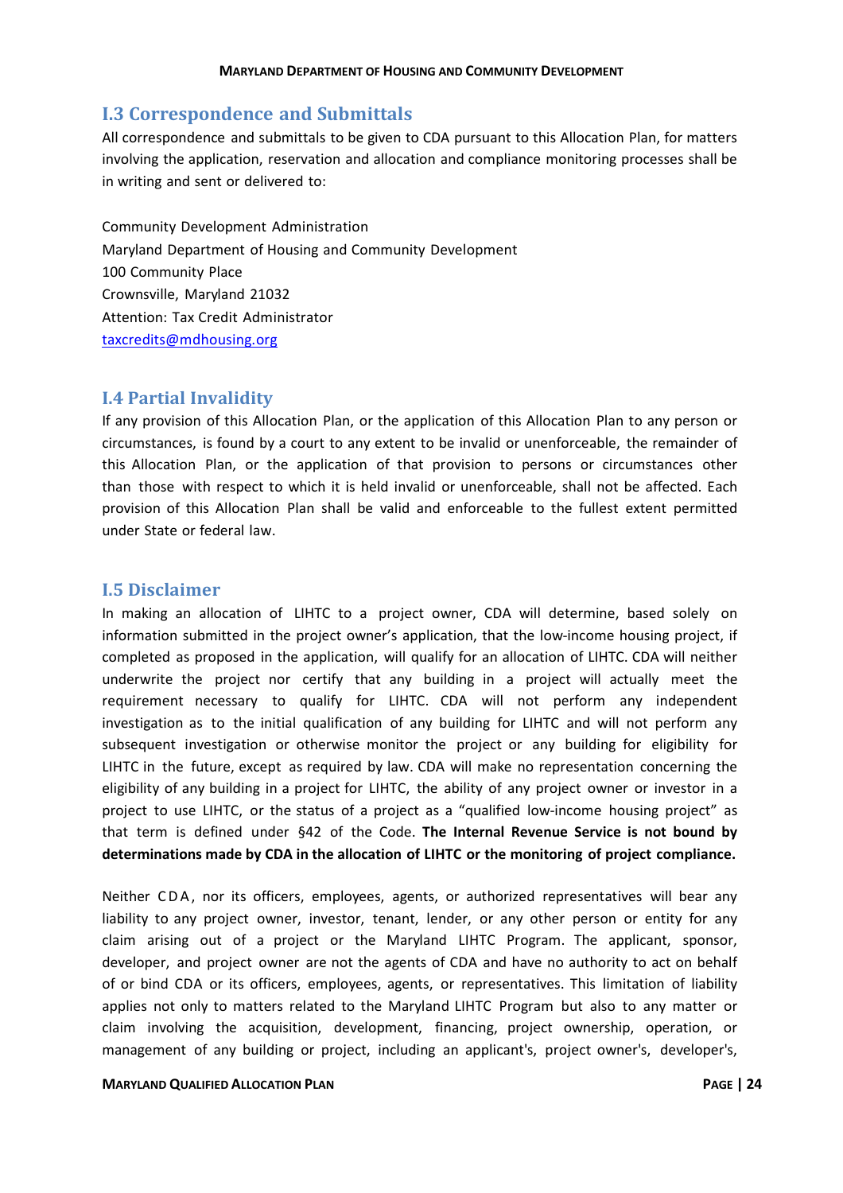## I.3 Correspondence and Submittals

All correspondence and submittals to be given to CDA pursuant to this Allocation Plan, for matters involving the application, reservation and allocation and compliance monitoring processes shall be in writing and sent or delivered to:

Community Development Administration  
Maryland Department of Housing and Community Development  
100 Community Place  
Crownsville, Maryland 21032  
Attention: Tax Credit Administrator  
taxcredits@mdhousing.org

## I.4 Partial Invalidity

If any provision of this Allocation Plan, or the application of this Allocation Plan to any person or circumstances, is found by a court to any extent to be invalid or unenforceable, the remainder of this Allocation Plan, or the application of that provision to persons or circumstances other than those with respect to which it is held invalid or unenforceable, shall not be affected. Each provision of this Allocation Plan shall be valid and enforceable to the fullest extent permitted under State or federal law.

## I.5 Disclaimer

In making an allocation of LIHTC to a project owner, CDA will determine, based solely on information submitted in the project owner's application, that the low-income housing project, if completed as proposed in the application, will qualify for an allocation of LIHTC. CDA will neither underwrite the project nor certify that any building in a project will actually meet the requirement necessary to qualify for LIHTC. CDA will not perform any independent investigation as to the initial qualification of any building for LIHTC and will not perform any subsequent investigation or otherwise monitor the project or any building for eligibility for LIHTC in the future, except as required by law. CDA will make no representation concerning the eligibility of any building in a project for LIHTC, the ability of any project owner or investor in a project to use LIHTC, or the status of a project as a "qualified low-income housing project" as that term is defined under §42 of the Code. **The Internal Revenue Service is not bound by determinations made by CDA in the allocation of LIHTC or the monitoring of project compliance.**

Neither CDA, nor its officers, employees, agents, or authorized representatives will bear any liability to any project owner, investor, tenant, lender, or any other person or entity for any claim arising out of a project or the Maryland LIHTC Program. The applicant, sponsor, developer, and project owner are not the agents of CDA and have no authority to act on behalf of or bind CDA or its officers, employees, agents, or representatives. This limitation of liability applies not only to matters related to the Maryland LIHTC Program but also to any matter or claim involving the acquisition, development, financing, project ownership, operation, or management of any building or project, including an applicant's, project owner's, developer's,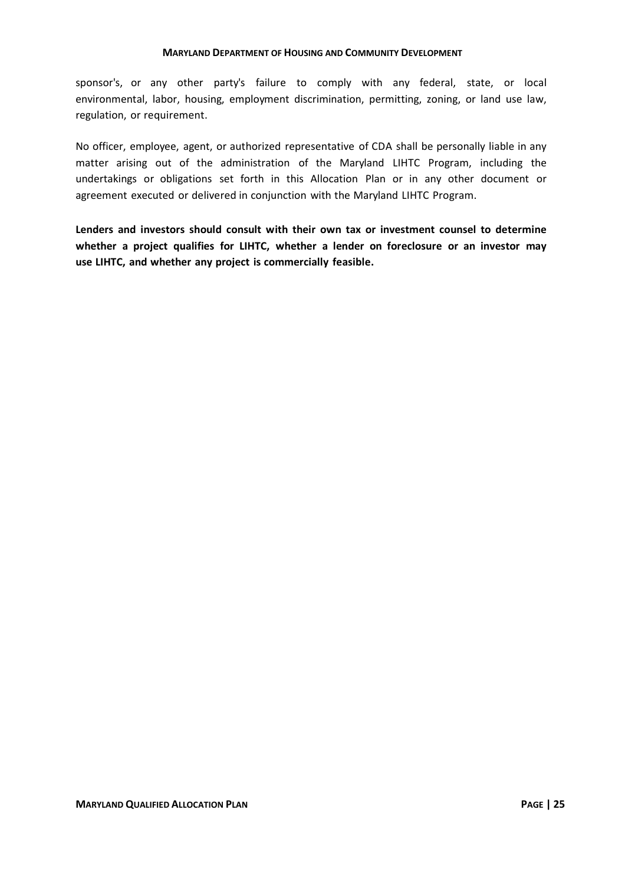sponsor's, or any other party's failure to comply with any federal, state, or local environmental, labor, housing, employment discrimination, permitting, zoning, or land use law, regulation, or requirement.

No officer, employee, agent, or authorized representative of CDA shall be personally liable in any matter arising out of the administration of the Maryland LIHTC Program, including the undertakings or obligations set forth in this Allocation Plan or in any other document or agreement executed or delivered in conjunction with the Maryland LIHTC Program.

**Lenders and investors should consult with their own tax or investment counsel to determine whether a project qualifies for LIHTC, whether a lender on foreclosure or an investor may use LIHTC, and whether any project is commercially feasible.**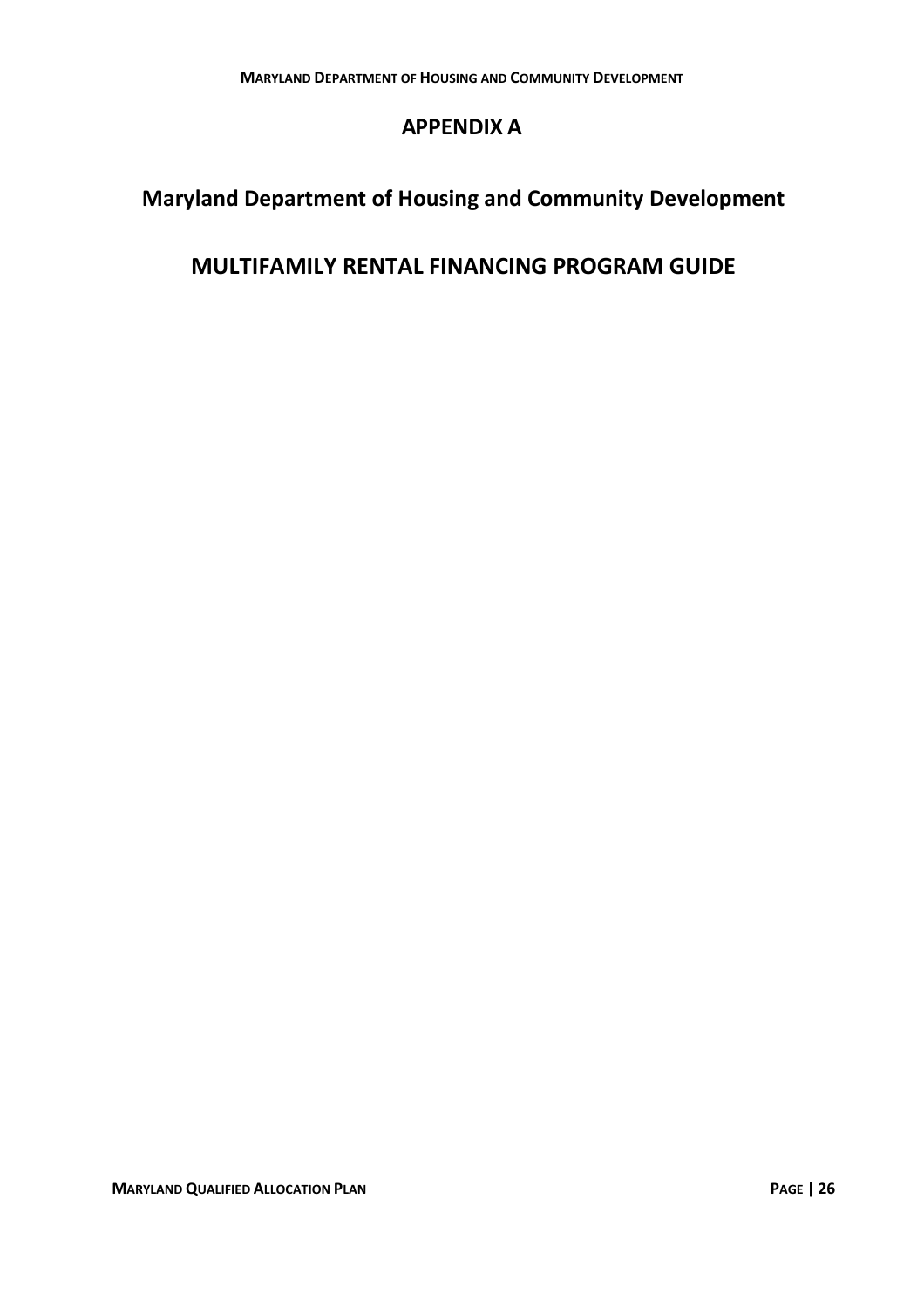# APPENDIX A

## Maryland Department of Housing and Community Development

## MULTIFAMILY RENTAL FINANCING PROGRAM GUIDE